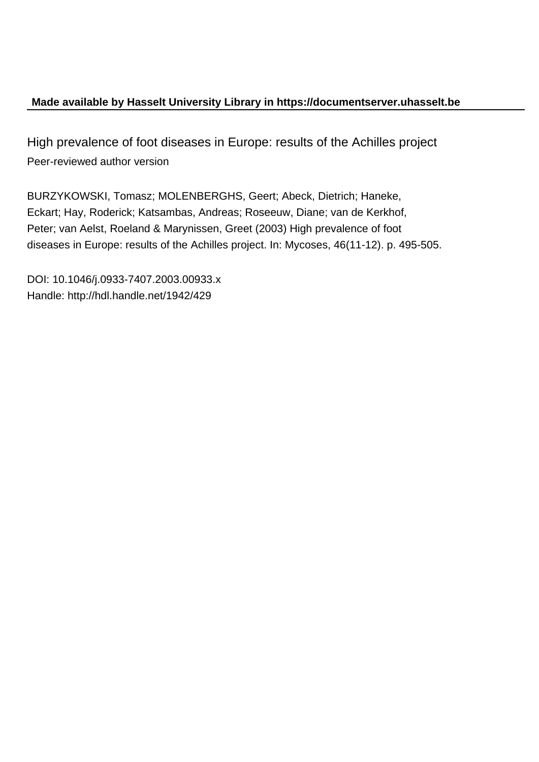**Made available by Hasselt University Library in https://documentserver.uhasselt.be**

High prevalence of foot diseases in Europe: results of the Achilles project

Peer-reviewed author version

BURZYKOWSKI, Tomasz; MOLENBERGHS, Geert; Abeck, Dietrich; Haneke, Eckart; Hay, Roderick; Katsambas, Andreas; Roseeuw, Diane; van de Kerkhof, Peter; van Aelst, Roeland & Marynissen, Greet (2003) High prevalence of foot diseases in Europe: results of the Achilles project. In: Mycoses, 46(11-12). p. 495-505.

DOI: 10.1046/j.0933-7407.2003.00933.x
Handle: http://hdl.handle.net/1942/429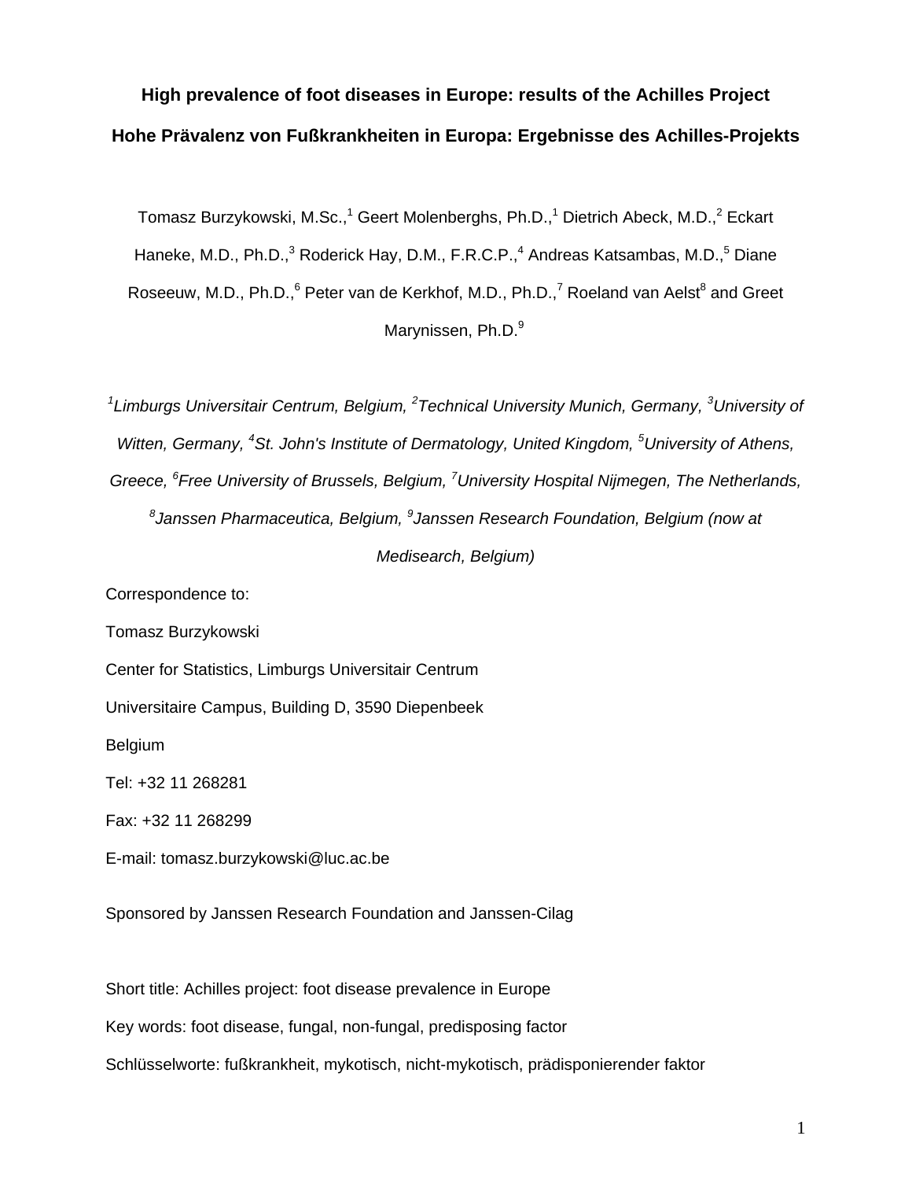# High prevalence of foot diseases in Europe: results of the Achilles Project

# Hohe Prävalenz von Fußkrankheiten in Europa: Ergebnisse des Achilles-Projekts

Tomasz Burzykowski, M.Sc.,[1] Geert Molenberghs, Ph.D.,[1] Dietrich Abeck, M.D.,[2] Eckart Haneke, M.D., Ph.D.,[3] Roderick Hay, D.M., F.R.C.P.,[4] Andreas Katsambas, M.D.,[5] Diane Roseeuw, M.D., Ph.D.,[6] Peter van de Kerkhof, M.D., Ph.D.,[7] Roeland van Aelst[8] and Greet Marynissen, Ph.D.[9]

*[1]Limburgs Universitair Centrum, Belgium, [2]Technical University Munich, Germany, [3]University of Witten, Germany, [4]St. John's Institute of Dermatology, United Kingdom, [5]University of Athens, Greece, [6]Free University of Brussels, Belgium, [7]University Hospital Nijmegen, The Netherlands, [8]Janssen Pharmaceutica, Belgium, [9]Janssen Research Foundation, Belgium (now at Medisearch, Belgium)*

Correspondence to:

Tomasz Burzykowski

Center for Statistics, Limburgs Universitair Centrum

Universitaire Campus, Building D, 3590 Diepenbeek

Belgium

Tel: +32 11 268281

Fax: +32 11 268299

E-mail: tomasz.burzykowski@luc.ac.be

Sponsored by Janssen Research Foundation and Janssen-Cilag

Short title: Achilles project: foot disease prevalence in Europe

Key words: foot disease, fungal, non-fungal, predisposing factor

Schlüsselworte: fußkrankheit, mykotisch, nicht-mykotisch, prädisponierender faktor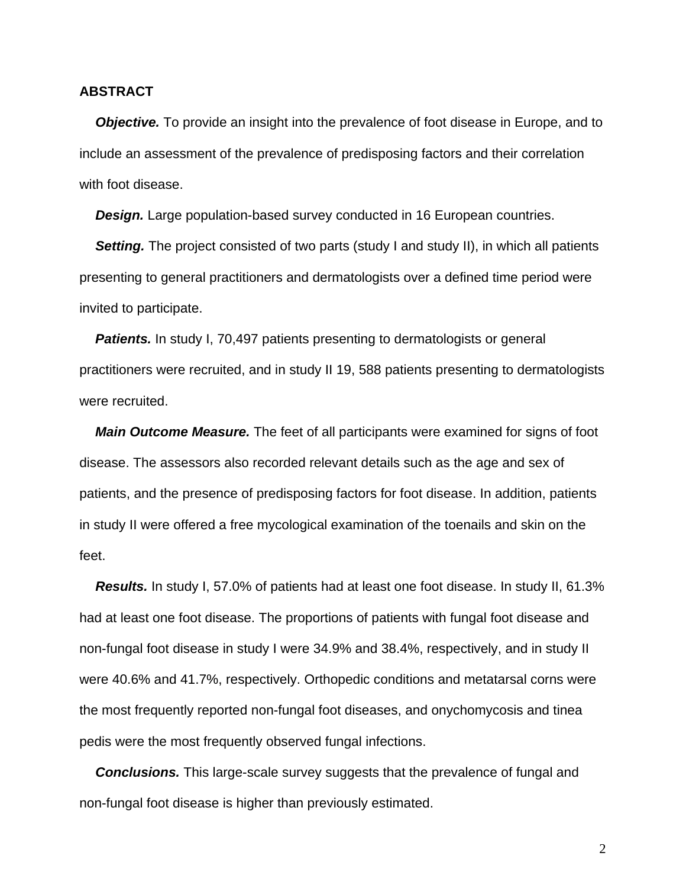## ABSTRACT

***Objective.*** To provide an insight into the prevalence of foot disease in Europe, and to include an assessment of the prevalence of predisposing factors and their correlation with foot disease.

***Design.*** Large population-based survey conducted in 16 European countries.

***Setting.*** The project consisted of two parts (study I and study II), in which all patients presenting to general practitioners and dermatologists over a defined time period were invited to participate.

***Patients.*** In study I, 70,497 patients presenting to dermatologists or general practitioners were recruited, and in study II 19, 588 patients presenting to dermatologists were recruited.

***Main Outcome Measure.*** The feet of all participants were examined for signs of foot disease. The assessors also recorded relevant details such as the age and sex of patients, and the presence of predisposing factors for foot disease. In addition, patients in study II were offered a free mycological examination of the toenails and skin on the feet.

***Results.*** In study I, 57.0% of patients had at least one foot disease. In study II, 61.3% had at least one foot disease. The proportions of patients with fungal foot disease and non-fungal foot disease in study I were 34.9% and 38.4%, respectively, and in study II were 40.6% and 41.7%, respectively. Orthopedic conditions and metatarsal corns were the most frequently reported non-fungal foot diseases, and onychomycosis and tinea pedis were the most frequently observed fungal infections.

***Conclusions.*** This large-scale survey suggests that the prevalence of fungal and non-fungal foot disease is higher than previously estimated.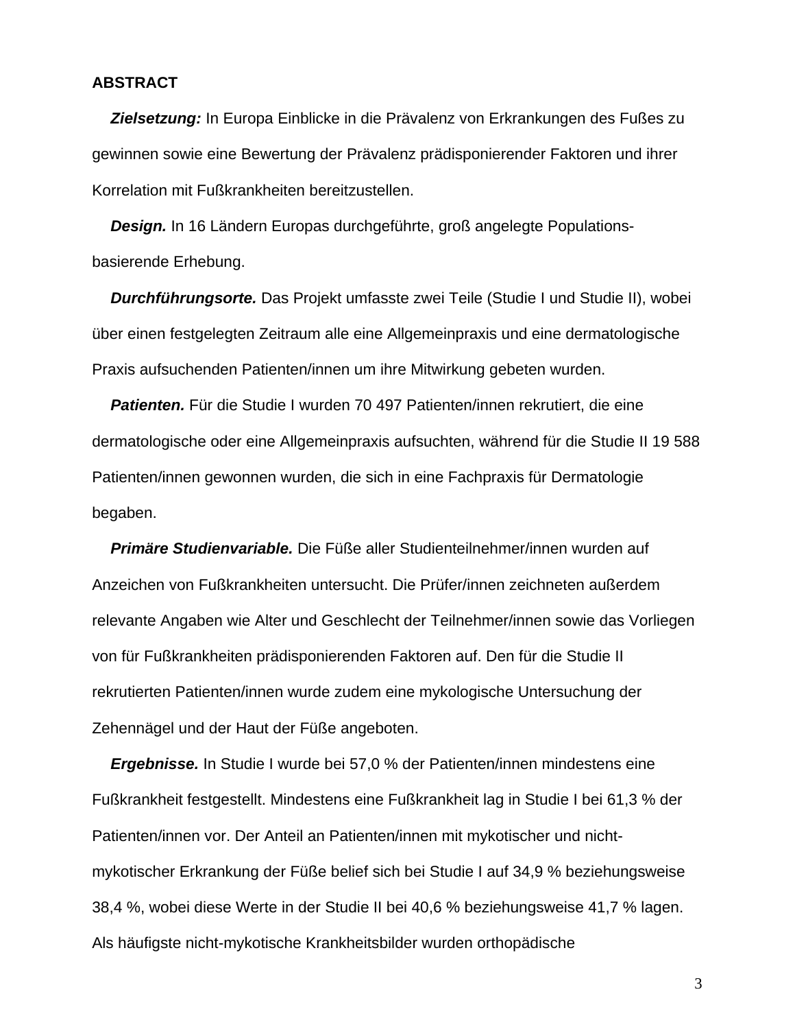**ABSTRACT**

***Zielsetzung:*** In Europa Einblicke in die Prävalenz von Erkrankungen des Fußes zu gewinnen sowie eine Bewertung der Prävalenz prädisponierender Faktoren und ihrer Korrelation mit Fußkrankheiten bereitzustellen.

***Design.*** In 16 Ländern Europas durchgeführte, groß angelegte Populations-basierende Erhebung.

***Durchführungsorte.*** Das Projekt umfasste zwei Teile (Studie I und Studie II), wobei über einen festgelegten Zeitraum alle eine Allgemeinpraxis und eine dermatologische Praxis aufsuchenden Patienten/innen um ihre Mitwirkung gebeten wurden.

***Patienten.*** Für die Studie I wurden 70 497 Patienten/innen rekrutiert, die eine dermatologische oder eine Allgemeinpraxis aufsuchten, während für die Studie II 19 588 Patienten/innen gewonnen wurden, die sich in eine Fachpraxis für Dermatologie begaben.

***Primäre Studienvariable.*** Die Füße aller Studienteilnehmer/innen wurden auf Anzeichen von Fußkrankheiten untersucht. Die Prüfer/innen zeichneten außerdem relevante Angaben wie Alter und Geschlecht der Teilnehmer/innen sowie das Vorliegen von für Fußkrankheiten prädisponierenden Faktoren auf. Den für die Studie II rekrutierten Patienten/innen wurde zudem eine mykologische Untersuchung der Zehennägel und der Haut der Füße angeboten.

***Ergebnisse.*** In Studie I wurde bei 57,0 % der Patienten/innen mindestens eine Fußkrankheit festgestellt. Mindestens eine Fußkrankheit lag in Studie I bei 61,3 % der Patienten/innen vor. Der Anteil an Patienten/innen mit mykotischer und nicht-mykotischer Erkrankung der Füße belief sich bei Studie I auf 34,9 % beziehungsweise 38,4 %, wobei diese Werte in der Studie II bei 40,6 % beziehungsweise 41,7 % lagen. Als häufigste nicht-mykotische Krankheitsbilder wurden orthopädische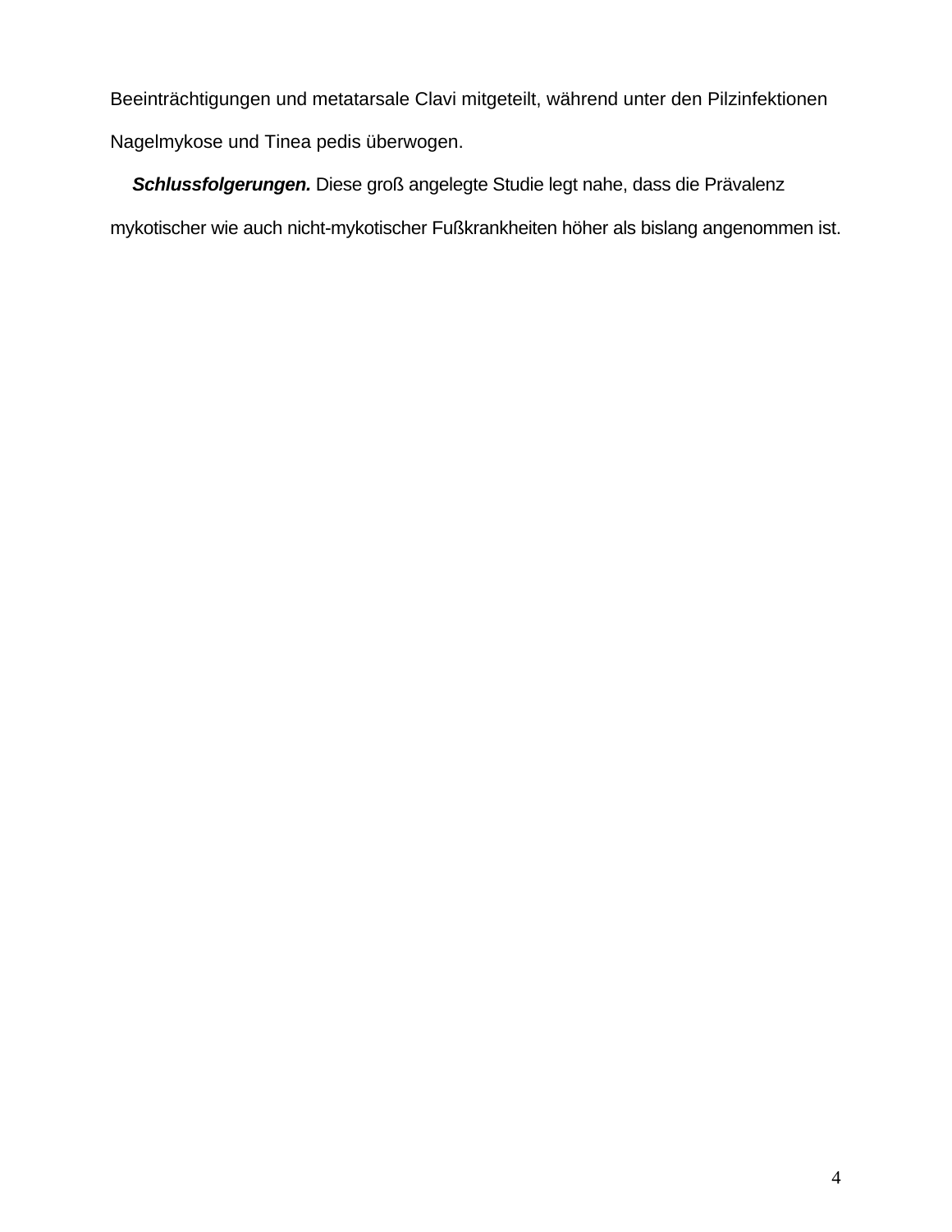Beeinträchtigungen und metatarsale Clavi mitgeteilt, während unter den Pilzinfektionen Nagelmykose und Tinea pedis überwogen.

***Schlussfolgerungen.*** Diese groß angelegte Studie legt nahe, dass die Prävalenz mykotischer wie auch nicht-mykotischer Fußkrankheiten höher als bislang angenommen ist.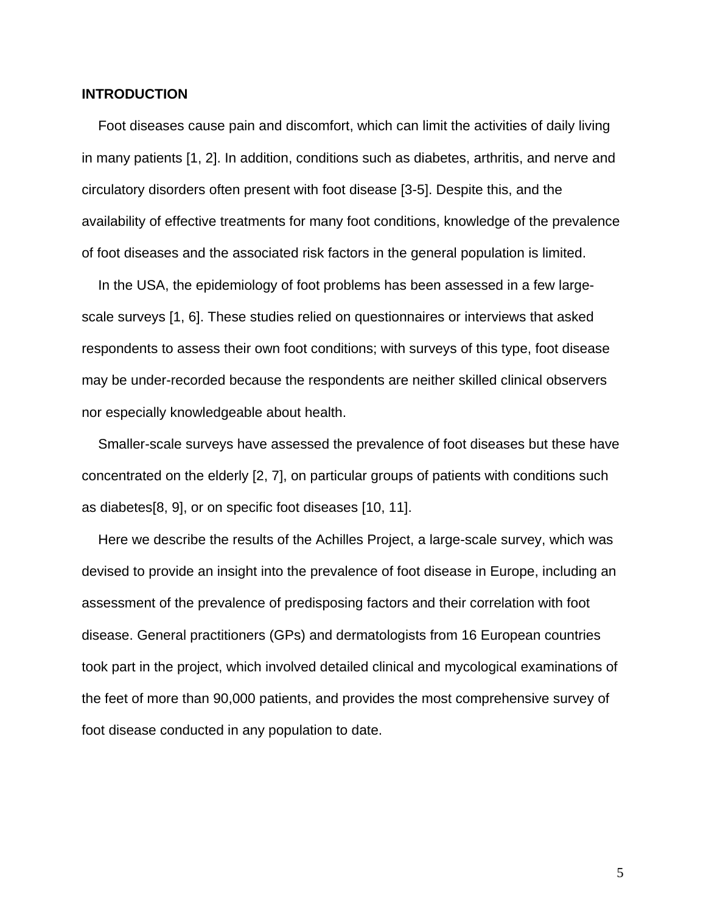## INTRODUCTION

Foot diseases cause pain and discomfort, which can limit the activities of daily living in many patients [1, 2]. In addition, conditions such as diabetes, arthritis, and nerve and circulatory disorders often present with foot disease [3-5]. Despite this, and the availability of effective treatments for many foot conditions, knowledge of the prevalence of foot diseases and the associated risk factors in the general population is limited.

In the USA, the epidemiology of foot problems has been assessed in a few large-scale surveys [1, 6]. These studies relied on questionnaires or interviews that asked respondents to assess their own foot conditions; with surveys of this type, foot disease may be under-recorded because the respondents are neither skilled clinical observers nor especially knowledgeable about health.

Smaller-scale surveys have assessed the prevalence of foot diseases but these have concentrated on the elderly [2, 7], on particular groups of patients with conditions such as diabetes[8, 9], or on specific foot diseases [10, 11].

Here we describe the results of the Achilles Project, a large-scale survey, which was devised to provide an insight into the prevalence of foot disease in Europe, including an assessment of the prevalence of predisposing factors and their correlation with foot disease. General practitioners (GPs) and dermatologists from 16 European countries took part in the project, which involved detailed clinical and mycological examinations of the feet of more than 90,000 patients, and provides the most comprehensive survey of foot disease conducted in any population to date.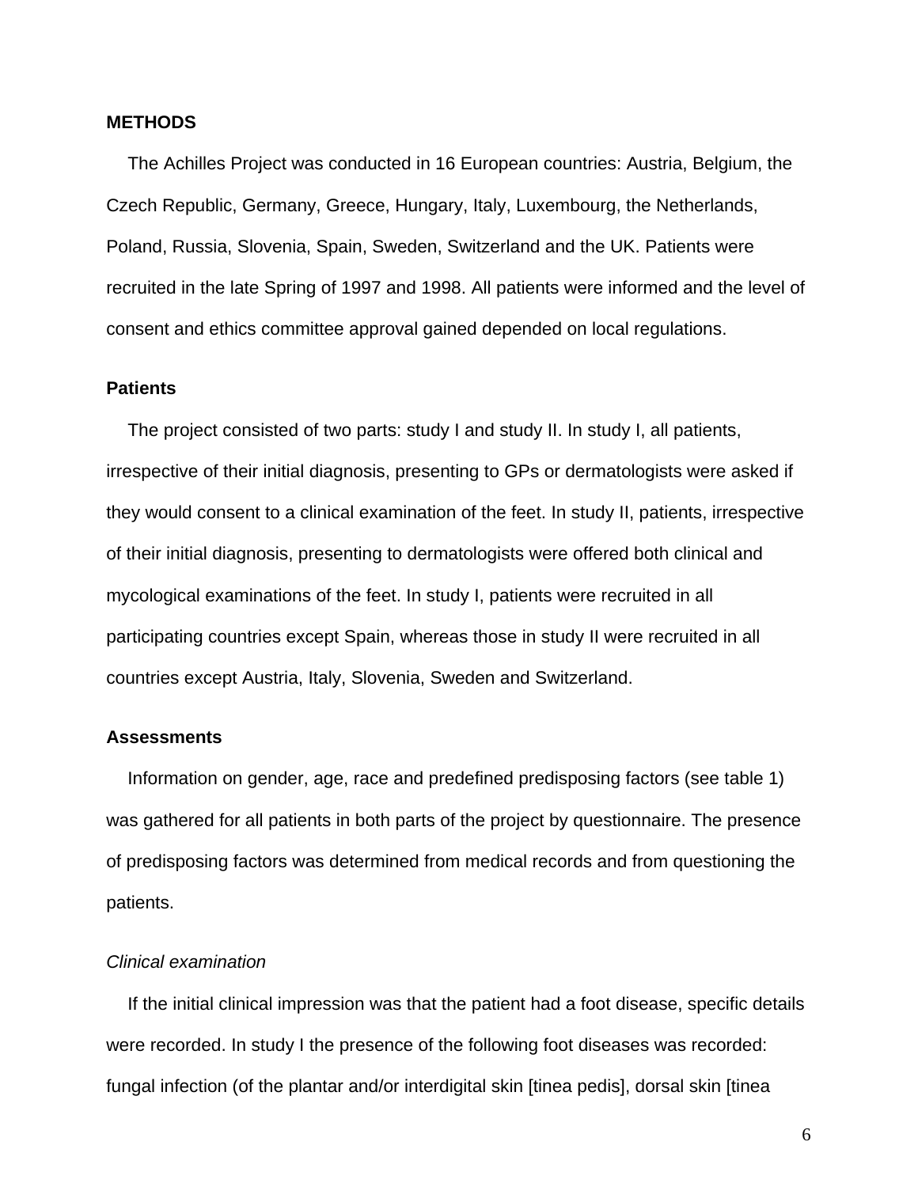## METHODS

The Achilles Project was conducted in 16 European countries: Austria, Belgium, the Czech Republic, Germany, Greece, Hungary, Italy, Luxembourg, the Netherlands, Poland, Russia, Slovenia, Spain, Sweden, Switzerland and the UK. Patients were recruited in the late Spring of 1997 and 1998. All patients were informed and the level of consent and ethics committee approval gained depended on local regulations.

### Patients

The project consisted of two parts: study I and study II. In study I, all patients, irrespective of their initial diagnosis, presenting to GPs or dermatologists were asked if they would consent to a clinical examination of the feet. In study II, patients, irrespective of their initial diagnosis, presenting to dermatologists were offered both clinical and mycological examinations of the feet. In study I, patients were recruited in all participating countries except Spain, whereas those in study II were recruited in all countries except Austria, Italy, Slovenia, Sweden and Switzerland.

### Assessments

Information on gender, age, race and predefined predisposing factors (see table 1) was gathered for all patients in both parts of the project by questionnaire. The presence of predisposing factors was determined from medical records and from questioning the patients.

#### *Clinical examination*

If the initial clinical impression was that the patient had a foot disease, specific details were recorded. In study I the presence of the following foot diseases was recorded: fungal infection (of the plantar and/or interdigital skin [tinea pedis], dorsal skin [tinea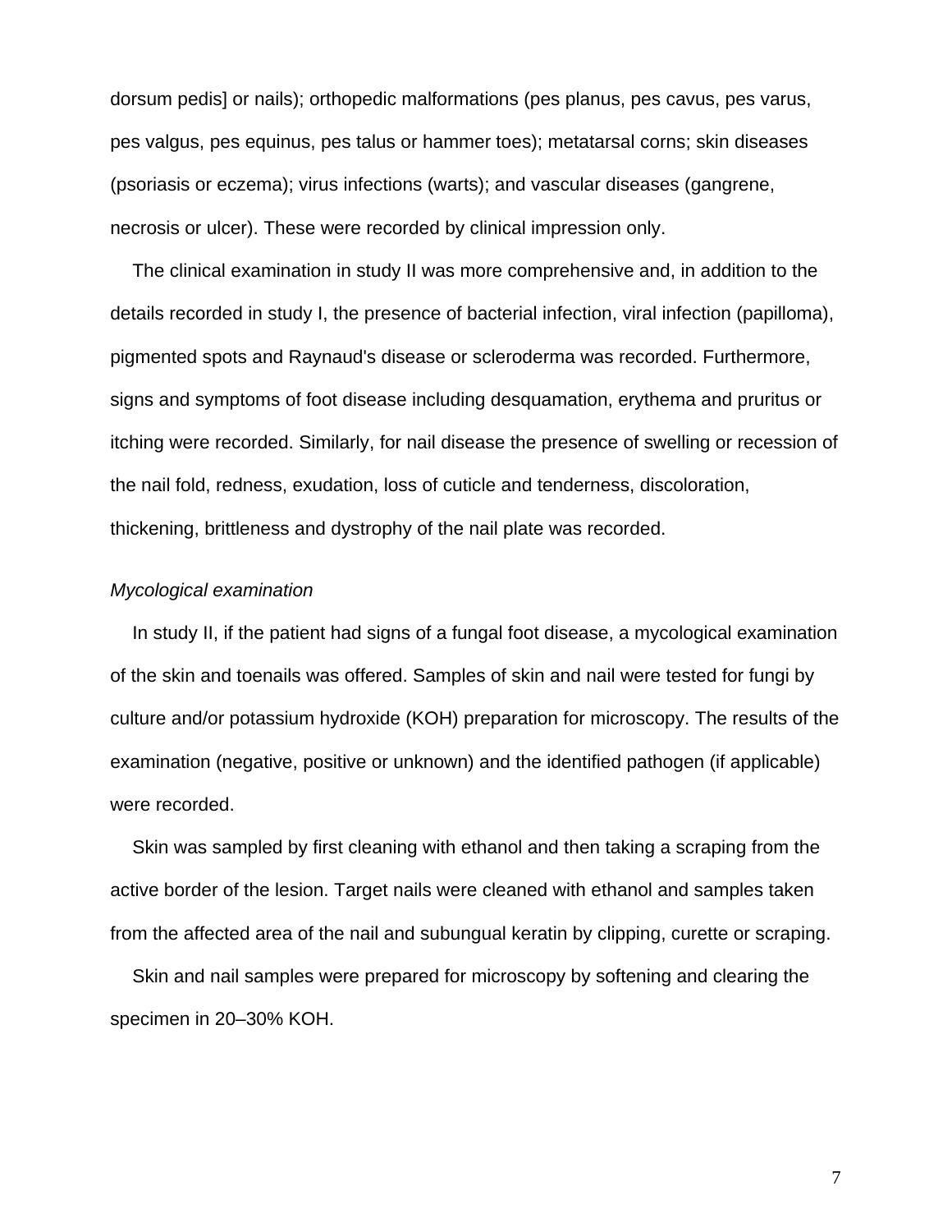dorsum pedis] or nails); orthopedic malformations (pes planus, pes cavus, pes varus, pes valgus, pes equinus, pes talus or hammer toes); metatarsal corns; skin diseases (psoriasis or eczema); virus infections (warts); and vascular diseases (gangrene, necrosis or ulcer). These were recorded by clinical impression only.

The clinical examination in study II was more comprehensive and, in addition to the details recorded in study I, the presence of bacterial infection, viral infection (papilloma), pigmented spots and Raynaud's disease or scleroderma was recorded. Furthermore, signs and symptoms of foot disease including desquamation, erythema and pruritus or itching were recorded. Similarly, for nail disease the presence of swelling or recession of the nail fold, redness, exudation, loss of cuticle and tenderness, discoloration, thickening, brittleness and dystrophy of the nail plate was recorded.

*Mycological examination*

In study II, if the patient had signs of a fungal foot disease, a mycological examination of the skin and toenails was offered. Samples of skin and nail were tested for fungi by culture and/or potassium hydroxide (KOH) preparation for microscopy. The results of the examination (negative, positive or unknown) and the identified pathogen (if applicable) were recorded.

Skin was sampled by first cleaning with ethanol and then taking a scraping from the active border of the lesion. Target nails were cleaned with ethanol and samples taken from the affected area of the nail and subungual keratin by clipping, curette or scraping.

Skin and nail samples were prepared for microscopy by softening and clearing the specimen in 20–30% KOH.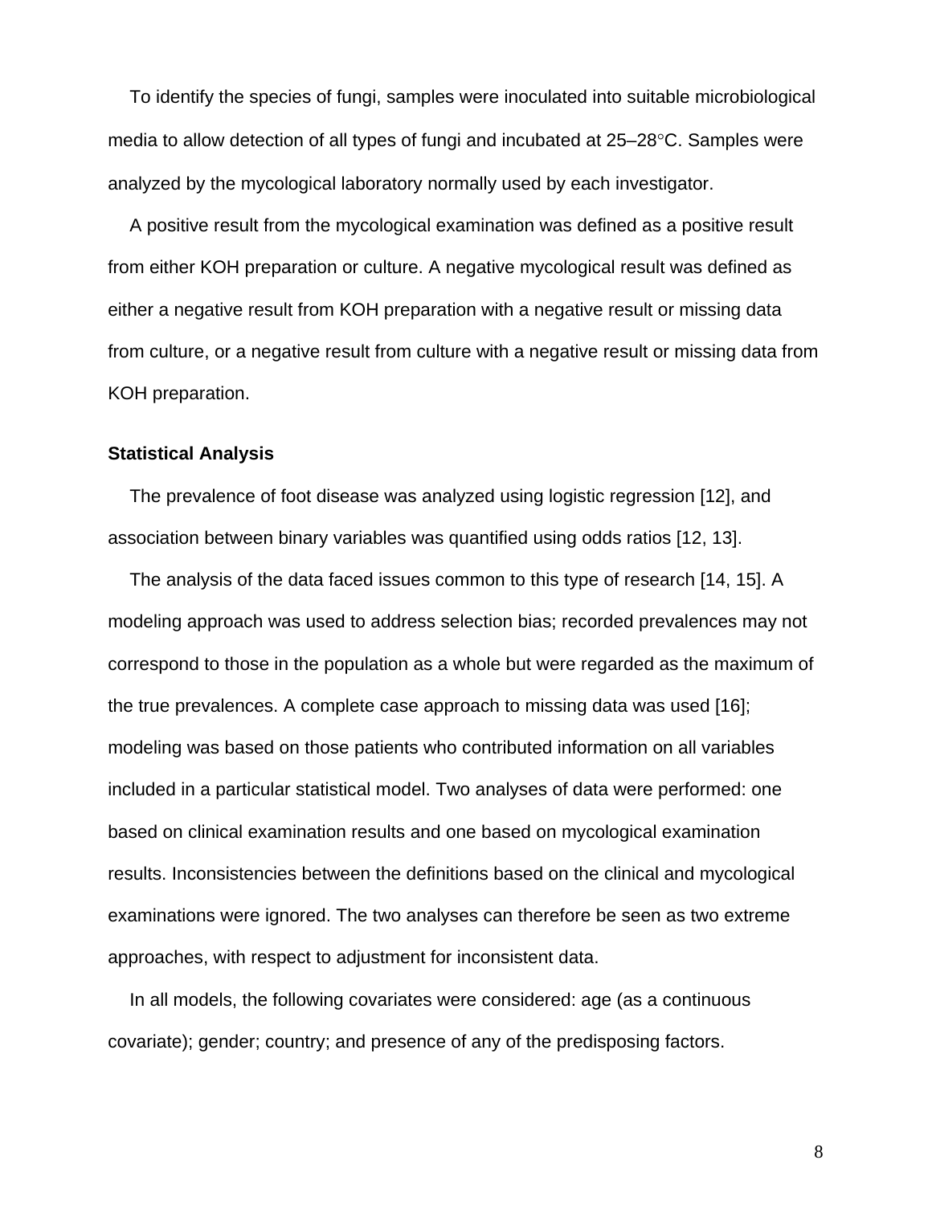To identify the species of fungi, samples were inoculated into suitable microbiological media to allow detection of all types of fungi and incubated at 25–28°C. Samples were analyzed by the mycological laboratory normally used by each investigator.

A positive result from the mycological examination was defined as a positive result from either KOH preparation or culture. A negative mycological result was defined as either a negative result from KOH preparation with a negative result or missing data from culture, or a negative result from culture with a negative result or missing data from KOH preparation.

**Statistical Analysis**

The prevalence of foot disease was analyzed using logistic regression [12], and association between binary variables was quantified using odds ratios [12, 13].

The analysis of the data faced issues common to this type of research [14, 15]. A modeling approach was used to address selection bias; recorded prevalences may not correspond to those in the population as a whole but were regarded as the maximum of the true prevalences. A complete case approach to missing data was used [16]; modeling was based on those patients who contributed information on all variables included in a particular statistical model. Two analyses of data were performed: one based on clinical examination results and one based on mycological examination results. Inconsistencies between the definitions based on the clinical and mycological examinations were ignored. The two analyses can therefore be seen as two extreme approaches, with respect to adjustment for inconsistent data.

In all models, the following covariates were considered: age (as a continuous covariate); gender; country; and presence of any of the predisposing factors.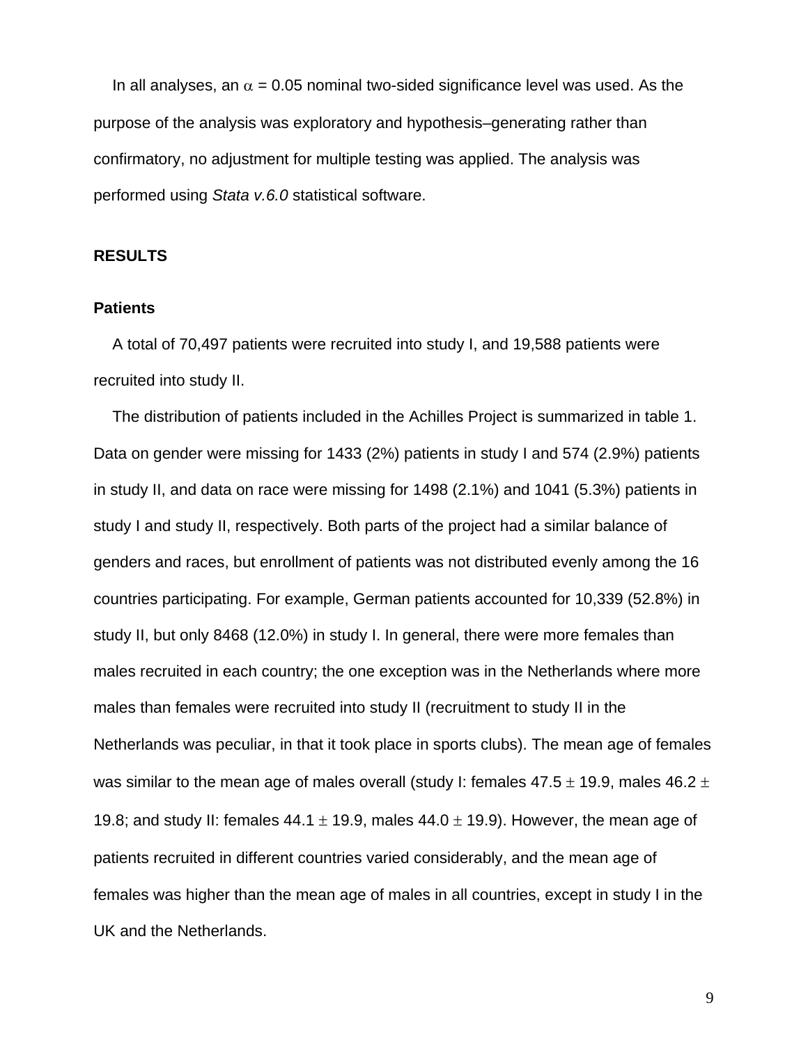In all analyses, an $\alpha$ = 0.05 nominal two-sided significance level was used. As the purpose of the analysis was exploratory and hypothesis–generating rather than confirmatory, no adjustment for multiple testing was applied. The analysis was performed using *Stata v.6.0* statistical software.

## RESULTS

### Patients

A total of 70,497 patients were recruited into study I, and 19,588 patients were recruited into study II.

The distribution of patients included in the Achilles Project is summarized in table 1. Data on gender were missing for 1433 (2%) patients in study I and 574 (2.9%) patients in study II, and data on race were missing for 1498 (2.1%) and 1041 (5.3%) patients in study I and study II, respectively. Both parts of the project had a similar balance of genders and races, but enrollment of patients was not distributed evenly among the 16 countries participating. For example, German patients accounted for 10,339 (52.8%) in study II, but only 8468 (12.0%) in study I. In general, there were more females than males recruited in each country; the one exception was in the Netherlands where more males than females were recruited into study II (recruitment to study II in the Netherlands was peculiar, in that it took place in sports clubs). The mean age of females was similar to the mean age of males overall (study I: females 47.5 $\pm$ 19.9, males 46.2 $\pm$ 19.8; and study II: females 44.1 $\pm$ 19.9, males 44.0 $\pm$ 19.9). However, the mean age of patients recruited in different countries varied considerably, and the mean age of females was higher than the mean age of males in all countries, except in study I in the UK and the Netherlands.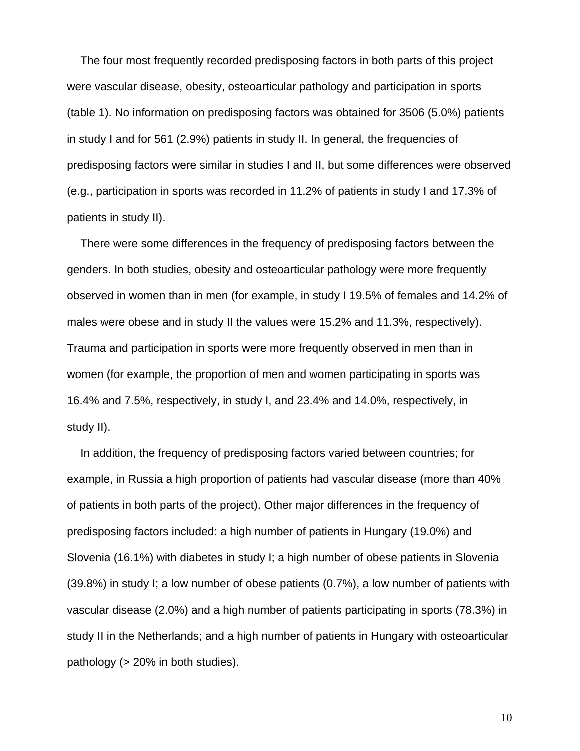The four most frequently recorded predisposing factors in both parts of this project were vascular disease, obesity, osteoarticular pathology and participation in sports (table 1). No information on predisposing factors was obtained for 3506 (5.0%) patients in study I and for 561 (2.9%) patients in study II. In general, the frequencies of predisposing factors were similar in studies I and II, but some differences were observed (e.g., participation in sports was recorded in 11.2% of patients in study I and 17.3% of patients in study II).

There were some differences in the frequency of predisposing factors between the genders. In both studies, obesity and osteoarticular pathology were more frequently observed in women than in men (for example, in study I 19.5% of females and 14.2% of males were obese and in study II the values were 15.2% and 11.3%, respectively). Trauma and participation in sports were more frequently observed in men than in women (for example, the proportion of men and women participating in sports was 16.4% and 7.5%, respectively, in study I, and 23.4% and 14.0%, respectively, in study II).

In addition, the frequency of predisposing factors varied between countries; for example, in Russia a high proportion of patients had vascular disease (more than 40% of patients in both parts of the project). Other major differences in the frequency of predisposing factors included: a high number of patients in Hungary (19.0%) and Slovenia (16.1%) with diabetes in study I; a high number of obese patients in Slovenia (39.8%) in study I; a low number of obese patients (0.7%), a low number of patients with vascular disease (2.0%) and a high number of patients participating in sports (78.3%) in study II in the Netherlands; and a high number of patients in Hungary with osteoarticular pathology (> 20% in both studies).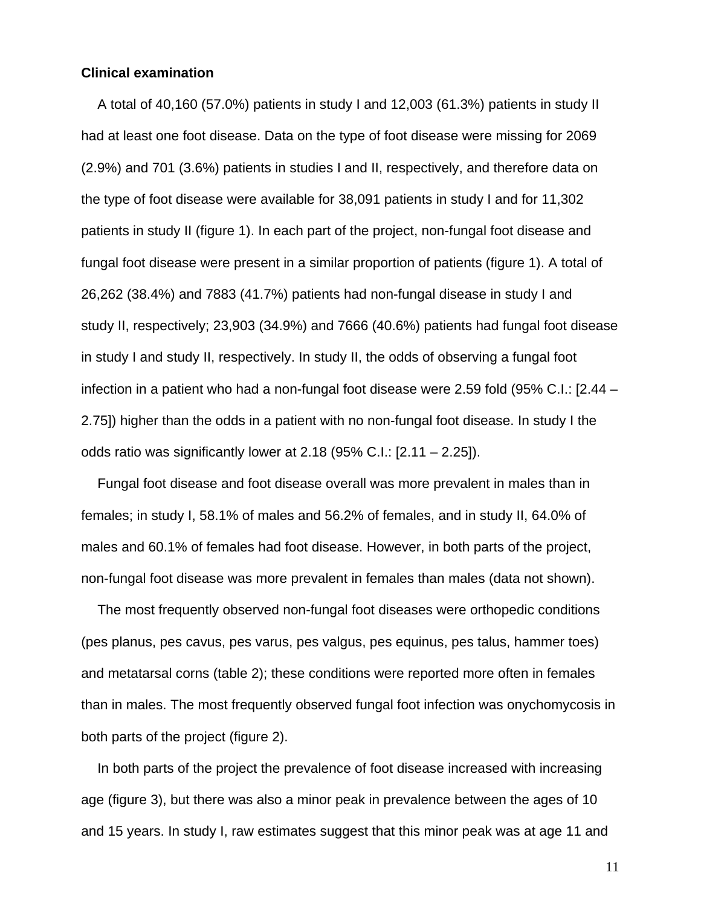**Clinical examination**

A total of 40,160 (57.0%) patients in study I and 12,003 (61.3%) patients in study II had at least one foot disease. Data on the type of foot disease were missing for 2069 (2.9%) and 701 (3.6%) patients in studies I and II, respectively, and therefore data on the type of foot disease were available for 38,091 patients in study I and for 11,302 patients in study II (figure 1). In each part of the project, non-fungal foot disease and fungal foot disease were present in a similar proportion of patients (figure 1). A total of 26,262 (38.4%) and 7883 (41.7%) patients had non-fungal disease in study I and study II, respectively; 23,903 (34.9%) and 7666 (40.6%) patients had fungal foot disease in study I and study II, respectively. In study II, the odds of observing a fungal foot infection in a patient who had a non-fungal foot disease were 2.59 fold (95% C.I.: [2.44 – 2.75]) higher than the odds in a patient with no non-fungal foot disease. In study I the odds ratio was significantly lower at 2.18 (95% C.I.: [2.11 – 2.25]).

Fungal foot disease and foot disease overall was more prevalent in males than in females; in study I, 58.1% of males and 56.2% of females, and in study II, 64.0% of males and 60.1% of females had foot disease. However, in both parts of the project, non-fungal foot disease was more prevalent in females than males (data not shown).

The most frequently observed non-fungal foot diseases were orthopedic conditions (pes planus, pes cavus, pes varus, pes valgus, pes equinus, pes talus, hammer toes) and metatarsal corns (table 2); these conditions were reported more often in females than in males. The most frequently observed fungal foot infection was onychomycosis in both parts of the project (figure 2).

In both parts of the project the prevalence of foot disease increased with increasing age (figure 3), but there was also a minor peak in prevalence between the ages of 10 and 15 years. In study I, raw estimates suggest that this minor peak was at age 11 and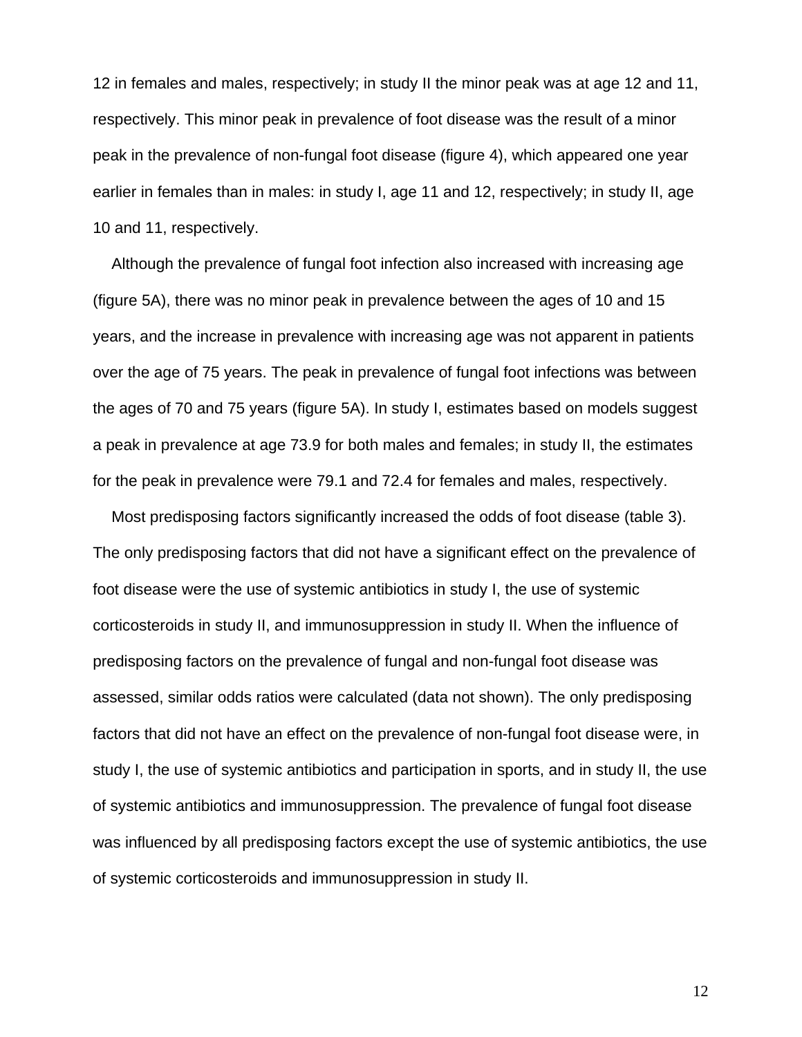12 in females and males, respectively; in study II the minor peak was at age 12 and 11, respectively. This minor peak in prevalence of foot disease was the result of a minor peak in the prevalence of non-fungal foot disease (figure 4), which appeared one year earlier in females than in males: in study I, age 11 and 12, respectively; in study II, age 10 and 11, respectively.

Although the prevalence of fungal foot infection also increased with increasing age (figure 5A), there was no minor peak in prevalence between the ages of 10 and 15 years, and the increase in prevalence with increasing age was not apparent in patients over the age of 75 years. The peak in prevalence of fungal foot infections was between the ages of 70 and 75 years (figure 5A). In study I, estimates based on models suggest a peak in prevalence at age 73.9 for both males and females; in study II, the estimates for the peak in prevalence were 79.1 and 72.4 for females and males, respectively.

Most predisposing factors significantly increased the odds of foot disease (table 3). The only predisposing factors that did not have a significant effect on the prevalence of foot disease were the use of systemic antibiotics in study I, the use of systemic corticosteroids in study II, and immunosuppression in study II. When the influence of predisposing factors on the prevalence of fungal and non-fungal foot disease was assessed, similar odds ratios were calculated (data not shown). The only predisposing factors that did not have an effect on the prevalence of non-fungal foot disease were, in study I, the use of systemic antibiotics and participation in sports, and in study II, the use of systemic antibiotics and immunosuppression. The prevalence of fungal foot disease was influenced by all predisposing factors except the use of systemic antibiotics, the use of systemic corticosteroids and immunosuppression in study II.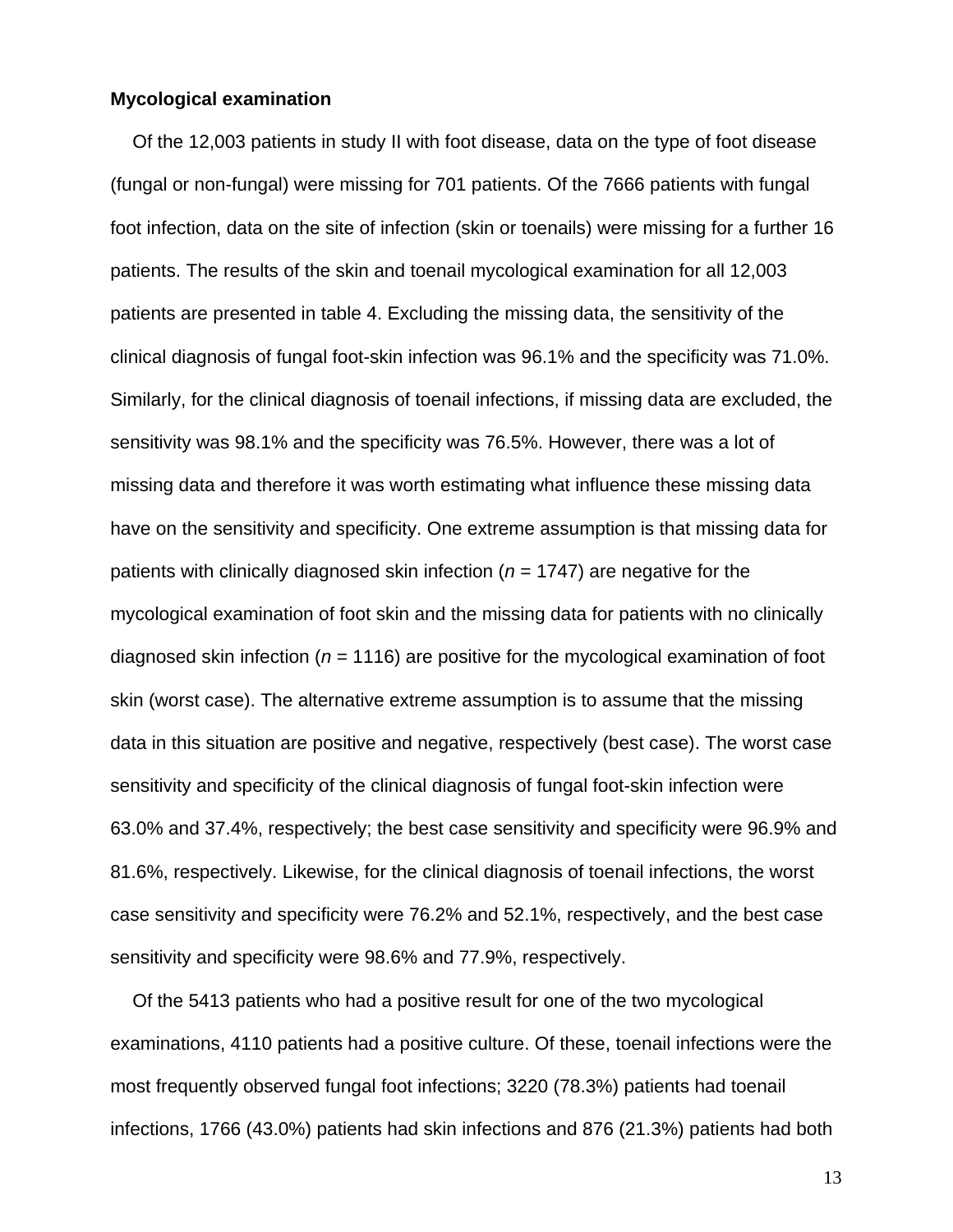**Mycological examination**

Of the 12,003 patients in study II with foot disease, data on the type of foot disease (fungal or non-fungal) were missing for 701 patients. Of the 7666 patients with fungal foot infection, data on the site of infection (skin or toenails) were missing for a further 16 patients. The results of the skin and toenail mycological examination for all 12,003 patients are presented in table 4. Excluding the missing data, the sensitivity of the clinical diagnosis of fungal foot-skin infection was 96.1% and the specificity was 71.0%. Similarly, for the clinical diagnosis of toenail infections, if missing data are excluded, the sensitivity was 98.1% and the specificity was 76.5%. However, there was a lot of missing data and therefore it was worth estimating what influence these missing data have on the sensitivity and specificity. One extreme assumption is that missing data for patients with clinically diagnosed skin infection ($n$ = 1747) are negative for the mycological examination of foot skin and the missing data for patients with no clinically diagnosed skin infection ($n$ = 1116) are positive for the mycological examination of foot skin (worst case). The alternative extreme assumption is to assume that the missing data in this situation are positive and negative, respectively (best case). The worst case sensitivity and specificity of the clinical diagnosis of fungal foot-skin infection were 63.0% and 37.4%, respectively; the best case sensitivity and specificity were 96.9% and 81.6%, respectively. Likewise, for the clinical diagnosis of toenail infections, the worst case sensitivity and specificity were 76.2% and 52.1%, respectively, and the best case sensitivity and specificity were 98.6% and 77.9%, respectively.

Of the 5413 patients who had a positive result for one of the two mycological examinations, 4110 patients had a positive culture. Of these, toenail infections were the most frequently observed fungal foot infections; 3220 (78.3%) patients had toenail infections, 1766 (43.0%) patients had skin infections and 876 (21.3%) patients had both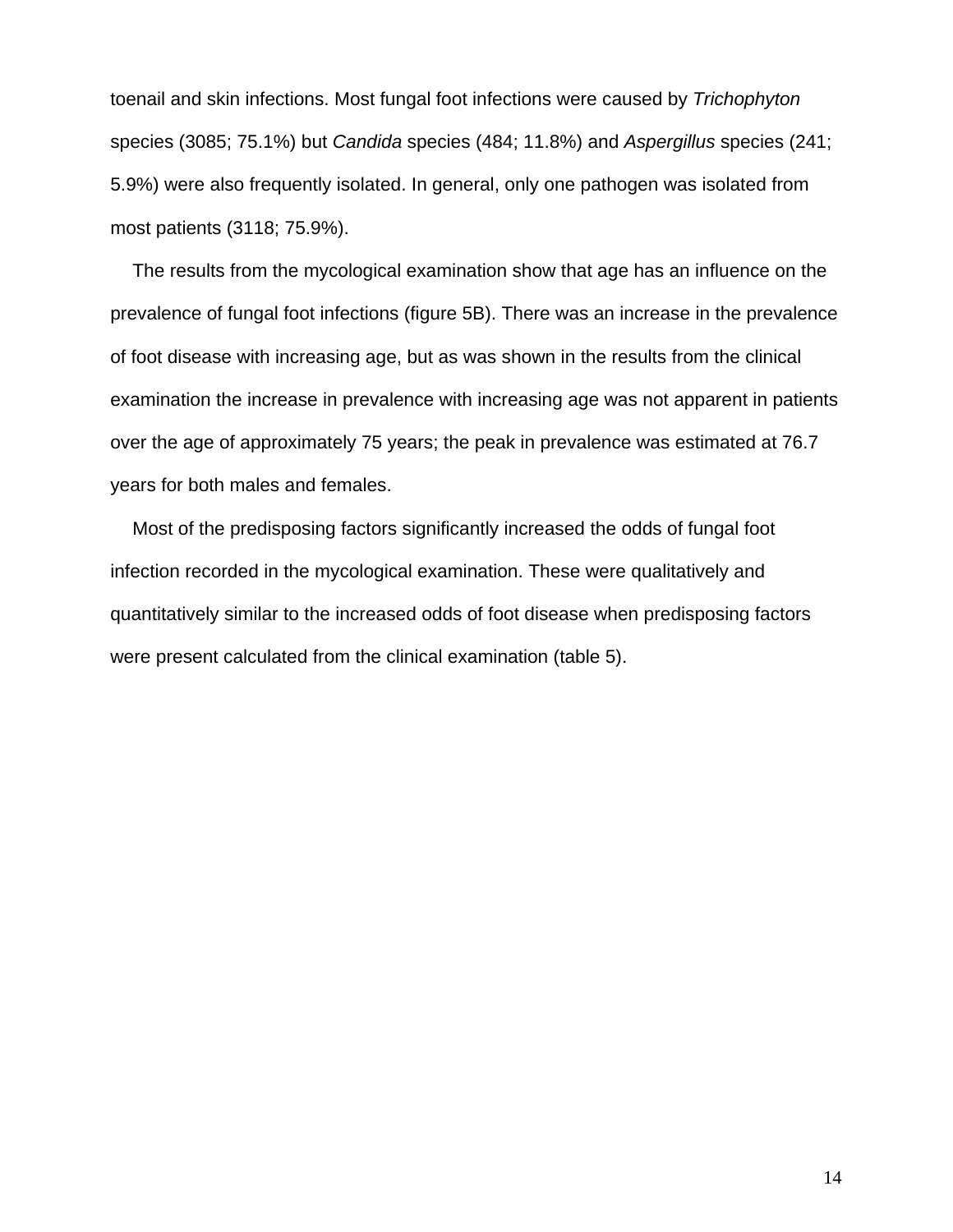toenail and skin infections. Most fungal foot infections were caused by *Trichophyton* species (3085; 75.1%) but *Candida* species (484; 11.8%) and *Aspergillus* species (241; 5.9%) were also frequently isolated. In general, only one pathogen was isolated from most patients (3118; 75.9%).

The results from the mycological examination show that age has an influence on the prevalence of fungal foot infections (figure 5B). There was an increase in the prevalence of foot disease with increasing age, but as was shown in the results from the clinical examination the increase in prevalence with increasing age was not apparent in patients over the age of approximately 75 years; the peak in prevalence was estimated at 76.7 years for both males and females.

Most of the predisposing factors significantly increased the odds of fungal foot infection recorded in the mycological examination. These were qualitatively and quantitatively similar to the increased odds of foot disease when predisposing factors were present calculated from the clinical examination (table 5).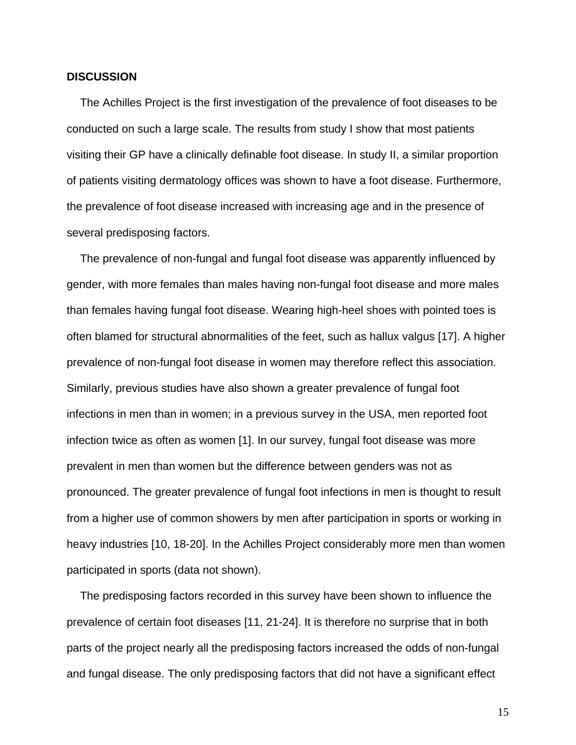## DISCUSSION

The Achilles Project is the first investigation of the prevalence of foot diseases to be conducted on such a large scale. The results from study I show that most patients visiting their GP have a clinically definable foot disease. In study II, a similar proportion of patients visiting dermatology offices was shown to have a foot disease. Furthermore, the prevalence of foot disease increased with increasing age and in the presence of several predisposing factors.

The prevalence of non-fungal and fungal foot disease was apparently influenced by gender, with more females than males having non-fungal foot disease and more males than females having fungal foot disease. Wearing high-heel shoes with pointed toes is often blamed for structural abnormalities of the feet, such as hallux valgus [17]. A higher prevalence of non-fungal foot disease in women may therefore reflect this association. Similarly, previous studies have also shown a greater prevalence of fungal foot infections in men than in women; in a previous survey in the USA, men reported foot infection twice as often as women [1]. In our survey, fungal foot disease was more prevalent in men than women but the difference between genders was not as pronounced. The greater prevalence of fungal foot infections in men is thought to result from a higher use of common showers by men after participation in sports or working in heavy industries [10, 18-20]. In the Achilles Project considerably more men than women participated in sports (data not shown).

The predisposing factors recorded in this survey have been shown to influence the prevalence of certain foot diseases [11, 21-24]. It is therefore no surprise that in both parts of the project nearly all the predisposing factors increased the odds of non-fungal and fungal disease. The only predisposing factors that did not have a significant effect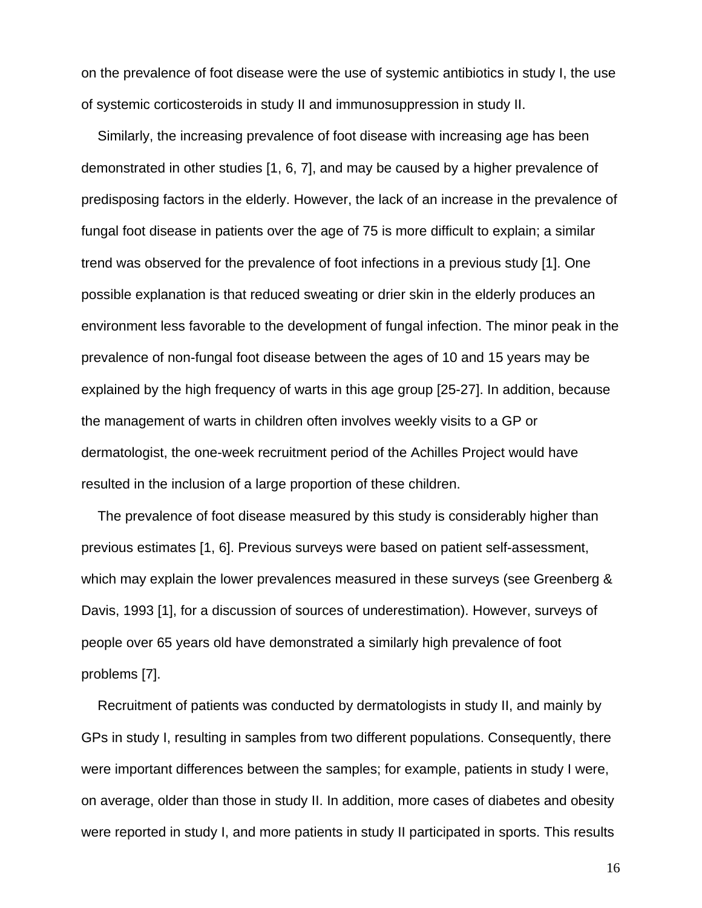on the prevalence of foot disease were the use of systemic antibiotics in study I, the use of systemic corticosteroids in study II and immunosuppression in study II.

Similarly, the increasing prevalence of foot disease with increasing age has been demonstrated in other studies [1, 6, 7], and may be caused by a higher prevalence of predisposing factors in the elderly. However, the lack of an increase in the prevalence of fungal foot disease in patients over the age of 75 is more difficult to explain; a similar trend was observed for the prevalence of foot infections in a previous study [1]. One possible explanation is that reduced sweating or drier skin in the elderly produces an environment less favorable to the development of fungal infection. The minor peak in the prevalence of non-fungal foot disease between the ages of 10 and 15 years may be explained by the high frequency of warts in this age group [25-27]. In addition, because the management of warts in children often involves weekly visits to a GP or dermatologist, the one-week recruitment period of the Achilles Project would have resulted in the inclusion of a large proportion of these children.

The prevalence of foot disease measured by this study is considerably higher than previous estimates [1, 6]. Previous surveys were based on patient self-assessment, which may explain the lower prevalences measured in these surveys (see Greenberg & Davis, 1993 [1], for a discussion of sources of underestimation). However, surveys of people over 65 years old have demonstrated a similarly high prevalence of foot problems [7].

Recruitment of patients was conducted by dermatologists in study II, and mainly by GPs in study I, resulting in samples from two different populations. Consequently, there were important differences between the samples; for example, patients in study I were, on average, older than those in study II. In addition, more cases of diabetes and obesity were reported in study I, and more patients in study II participated in sports. This results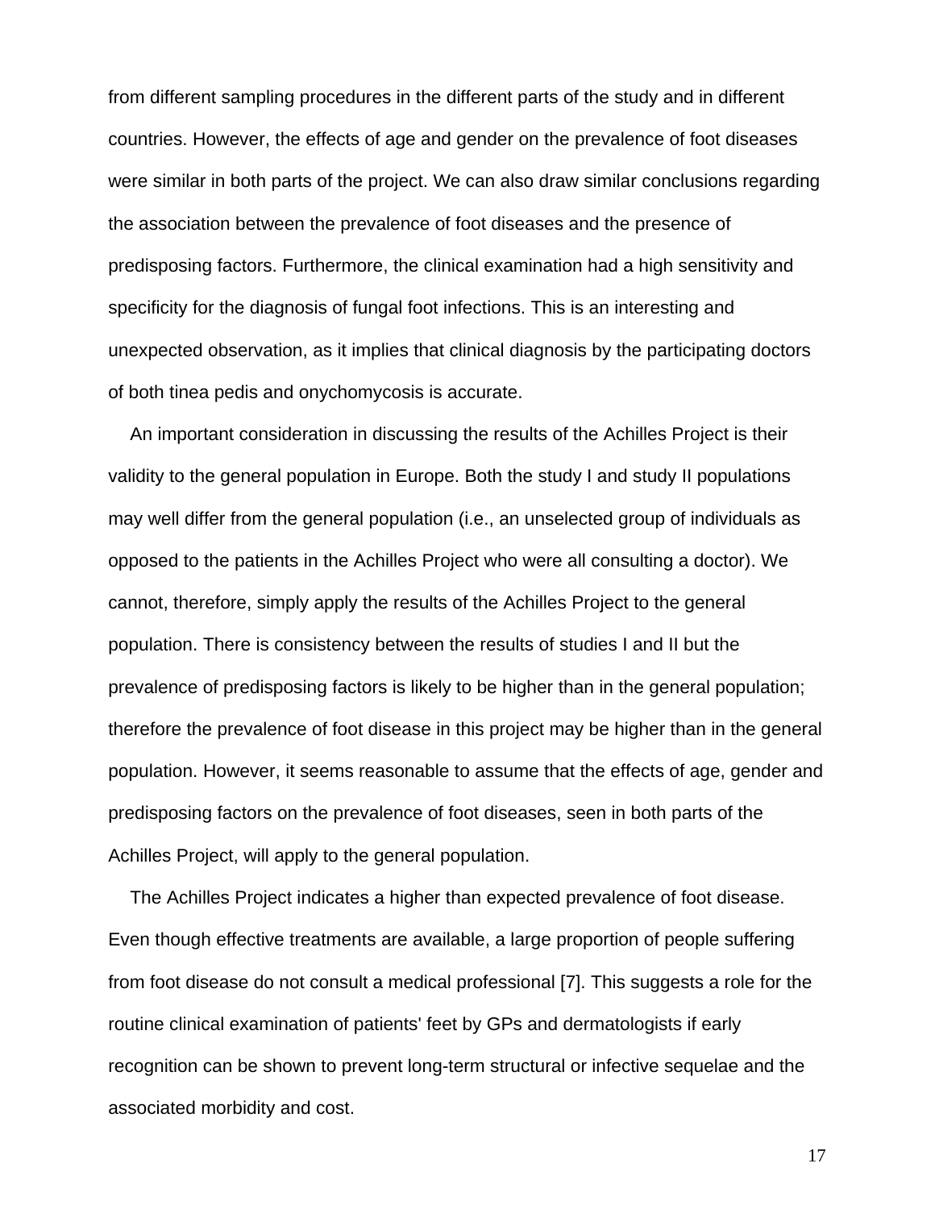from different sampling procedures in the different parts of the study and in different countries. However, the effects of age and gender on the prevalence of foot diseases were similar in both parts of the project. We can also draw similar conclusions regarding the association between the prevalence of foot diseases and the presence of predisposing factors. Furthermore, the clinical examination had a high sensitivity and specificity for the diagnosis of fungal foot infections. This is an interesting and unexpected observation, as it implies that clinical diagnosis by the participating doctors of both tinea pedis and onychomycosis is accurate.

An important consideration in discussing the results of the Achilles Project is their validity to the general population in Europe. Both the study I and study II populations may well differ from the general population (i.e., an unselected group of individuals as opposed to the patients in the Achilles Project who were all consulting a doctor). We cannot, therefore, simply apply the results of the Achilles Project to the general population. There is consistency between the results of studies I and II but the prevalence of predisposing factors is likely to be higher than in the general population; therefore the prevalence of foot disease in this project may be higher than in the general population. However, it seems reasonable to assume that the effects of age, gender and predisposing factors on the prevalence of foot diseases, seen in both parts of the Achilles Project, will apply to the general population.

The Achilles Project indicates a higher than expected prevalence of foot disease. Even though effective treatments are available, a large proportion of people suffering from foot disease do not consult a medical professional [7]. This suggests a role for the routine clinical examination of patients' feet by GPs and dermatologists if early recognition can be shown to prevent long-term structural or infective sequelae and the associated morbidity and cost.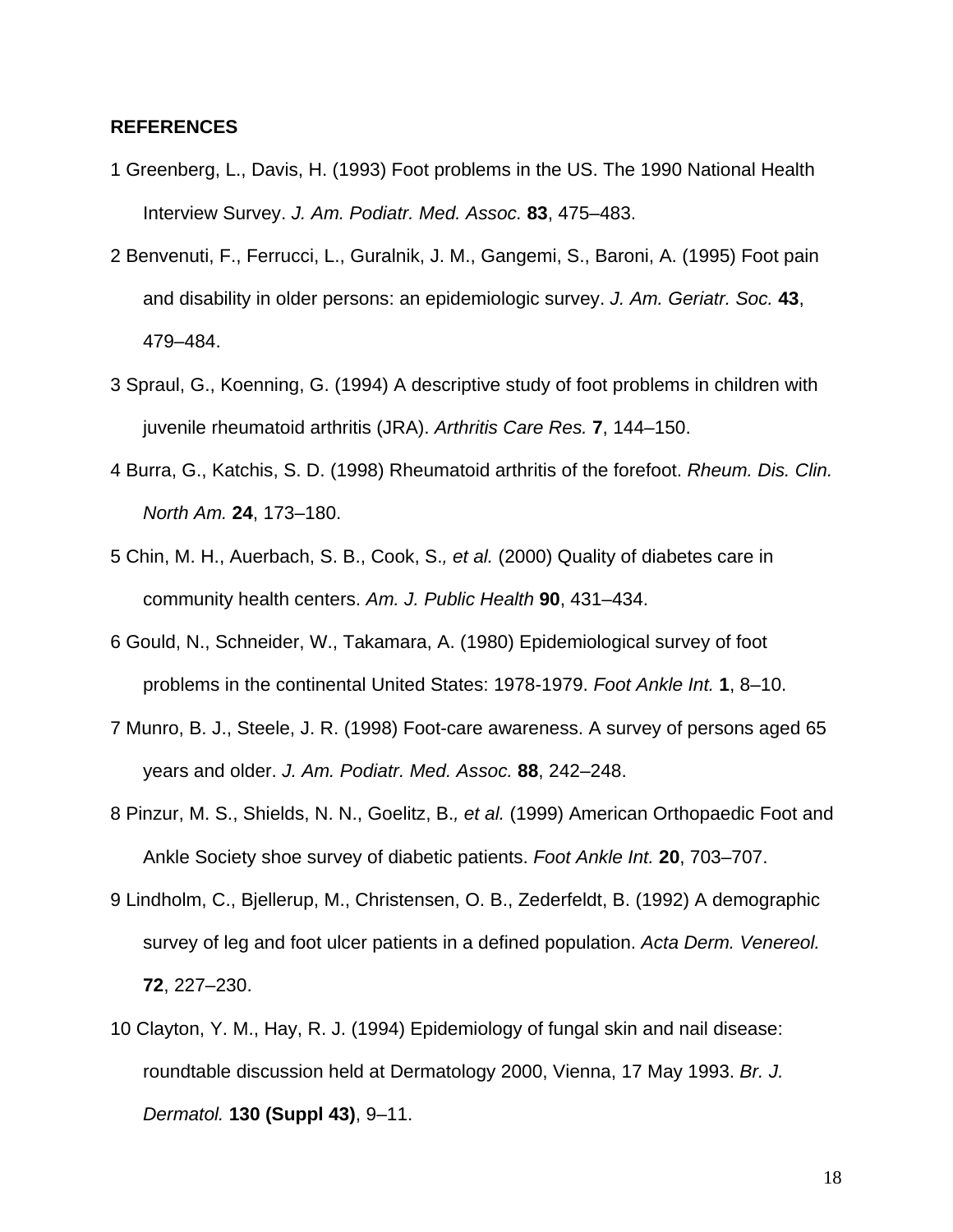**REFERENCES**

1 Greenberg, L., Davis, H. (1993) Foot problems in the US. The 1990 National Health Interview Survey. *J. Am. Podiatr. Med. Assoc.* **83**, 475–483.

2 Benvenuti, F., Ferrucci, L., Guralnik, J. M., Gangemi, S., Baroni, A. (1995) Foot pain and disability in older persons: an epidemiologic survey. *J. Am. Geriatr. Soc.* **43**, 479–484.

3 Spraul, G., Koenning, G. (1994) A descriptive study of foot problems in children with juvenile rheumatoid arthritis (JRA). *Arthritis Care Res.* **7**, 144–150.

4 Burra, G., Katchis, S. D. (1998) Rheumatoid arthritis of the forefoot. *Rheum. Dis. Clin. North Am.* **24**, 173–180.

5 Chin, M. H., Auerbach, S. B., Cook, S*., et al.* (2000) Quality of diabetes care in community health centers. *Am. J. Public Health* **90**, 431–434.

6 Gould, N., Schneider, W., Takamara, A. (1980) Epidemiological survey of foot problems in the continental United States: 1978-1979. *Foot Ankle Int.* **1**, 8–10.

7 Munro, B. J., Steele, J. R. (1998) Foot-care awareness. A survey of persons aged 65 years and older. *J. Am. Podiatr. Med. Assoc.* **88**, 242–248.

8 Pinzur, M. S., Shields, N. N., Goelitz, B*., et al.* (1999) American Orthopaedic Foot and Ankle Society shoe survey of diabetic patients. *Foot Ankle Int.* **20**, 703–707.

9 Lindholm, C., Bjellerup, M., Christensen, O. B., Zederfeldt, B. (1992) A demographic survey of leg and foot ulcer patients in a defined population. *Acta Derm. Venereol.* **72**, 227–230.

10 Clayton, Y. M., Hay, R. J. (1994) Epidemiology of fungal skin and nail disease: roundtable discussion held at Dermatology 2000, Vienna, 17 May 1993. *Br. J. Dermatol.* **130 (Suppl 43)**, 9–11.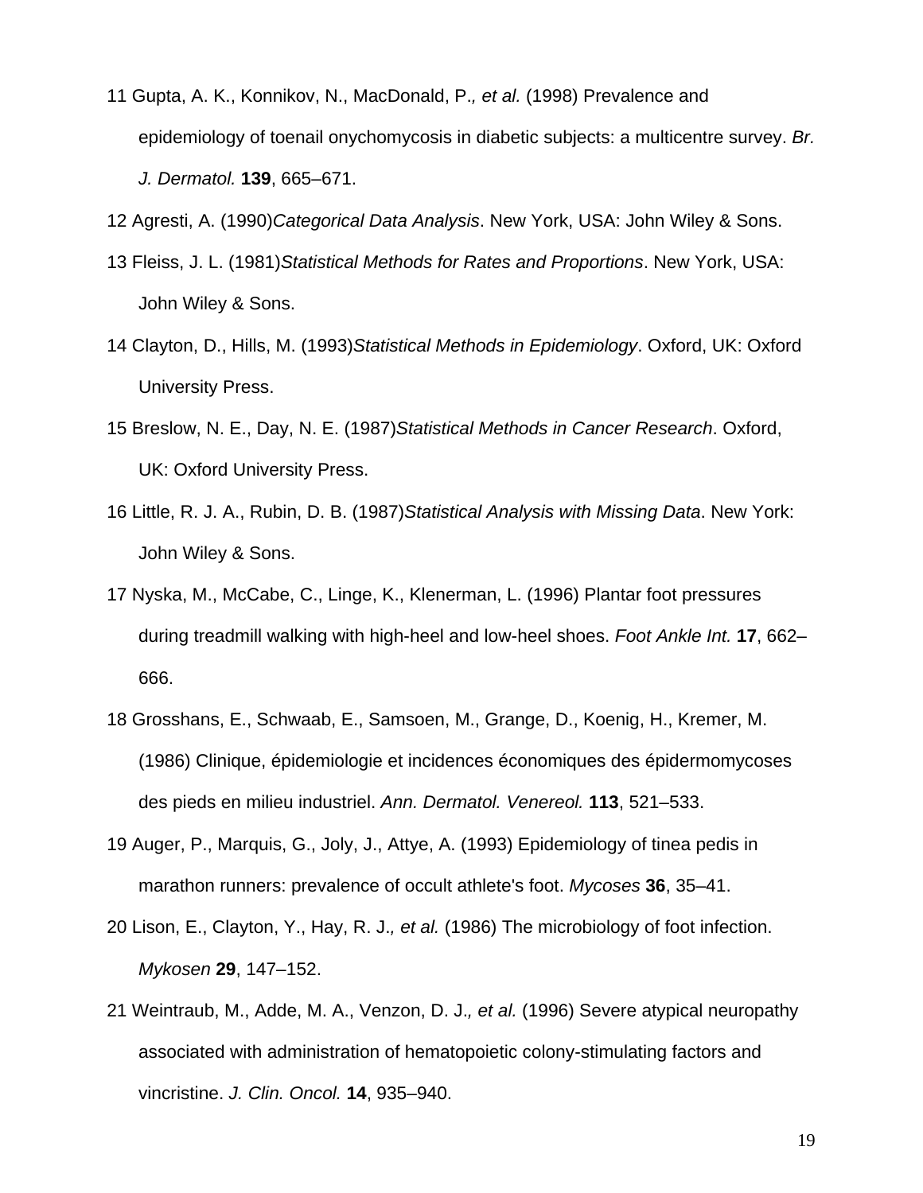11 Gupta, A. K., Konnikov, N., MacDonald, P.*, et al.* (1998) Prevalence and epidemiology of toenail onychomycosis in diabetic subjects: a multicentre survey. *Br. J. Dermatol.* **139**, 665–671.

12 Agresti, A. (1990)*Categorical Data Analysis*. New York, USA: John Wiley & Sons.

13 Fleiss, J. L. (1981)*Statistical Methods for Rates and Proportions*. New York, USA: John Wiley & Sons.

14 Clayton, D., Hills, M. (1993)*Statistical Methods in Epidemiology*. Oxford, UK: Oxford University Press.

15 Breslow, N. E., Day, N. E. (1987)*Statistical Methods in Cancer Research*. Oxford, UK: Oxford University Press.

16 Little, R. J. A., Rubin, D. B. (1987)*Statistical Analysis with Missing Data*. New York: John Wiley & Sons.

17 Nyska, M., McCabe, C., Linge, K., Klenerman, L. (1996) Plantar foot pressures during treadmill walking with high-heel and low-heel shoes. *Foot Ankle Int.* **17**, 662–666.

18 Grosshans, E., Schwaab, E., Samsoen, M., Grange, D., Koenig, H., Kremer, M. (1986) Clinique, épidemiologie et incidences économiques des épidermomycoses des pieds en milieu industriel. *Ann. Dermatol. Venereol.* **113**, 521–533.

19 Auger, P., Marquis, G., Joly, J., Attye, A. (1993) Epidemiology of tinea pedis in marathon runners: prevalence of occult athlete's foot. *Mycoses* **36**, 35–41.

20 Lison, E., Clayton, Y., Hay, R. J.*, et al.* (1986) The microbiology of foot infection. *Mykosen* **29**, 147–152.

21 Weintraub, M., Adde, M. A., Venzon, D. J.*, et al.* (1996) Severe atypical neuropathy associated with administration of hematopoietic colony-stimulating factors and vincristine. *J. Clin. Oncol.* **14**, 935–940.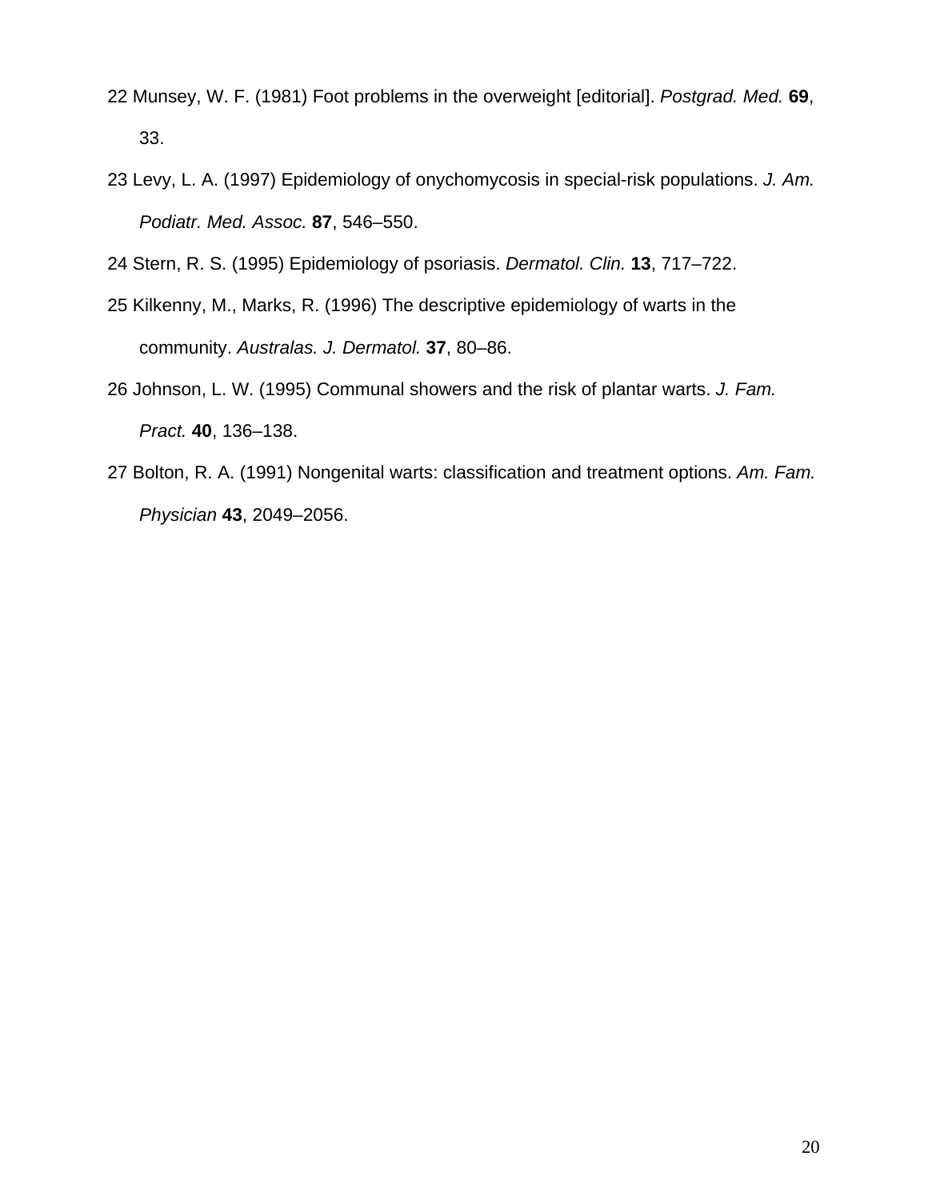22 Munsey, W. F. (1981) Foot problems in the overweight [editorial]. *Postgrad. Med.* **69**, 33.

23 Levy, L. A. (1997) Epidemiology of onychomycosis in special-risk populations. *J. Am. Podiatr. Med. Assoc.* **87**, 546–550.

24 Stern, R. S. (1995) Epidemiology of psoriasis. *Dermatol. Clin.* **13**, 717–722.

25 Kilkenny, M., Marks, R. (1996) The descriptive epidemiology of warts in the community. *Australas. J. Dermatol.* **37**, 80–86.

26 Johnson, L. W. (1995) Communal showers and the risk of plantar warts. *J. Fam. Pract.* **40**, 136–138.

27 Bolton, R. A. (1991) Nongenital warts: classification and treatment options. *Am. Fam. Physician* **43**, 2049–2056.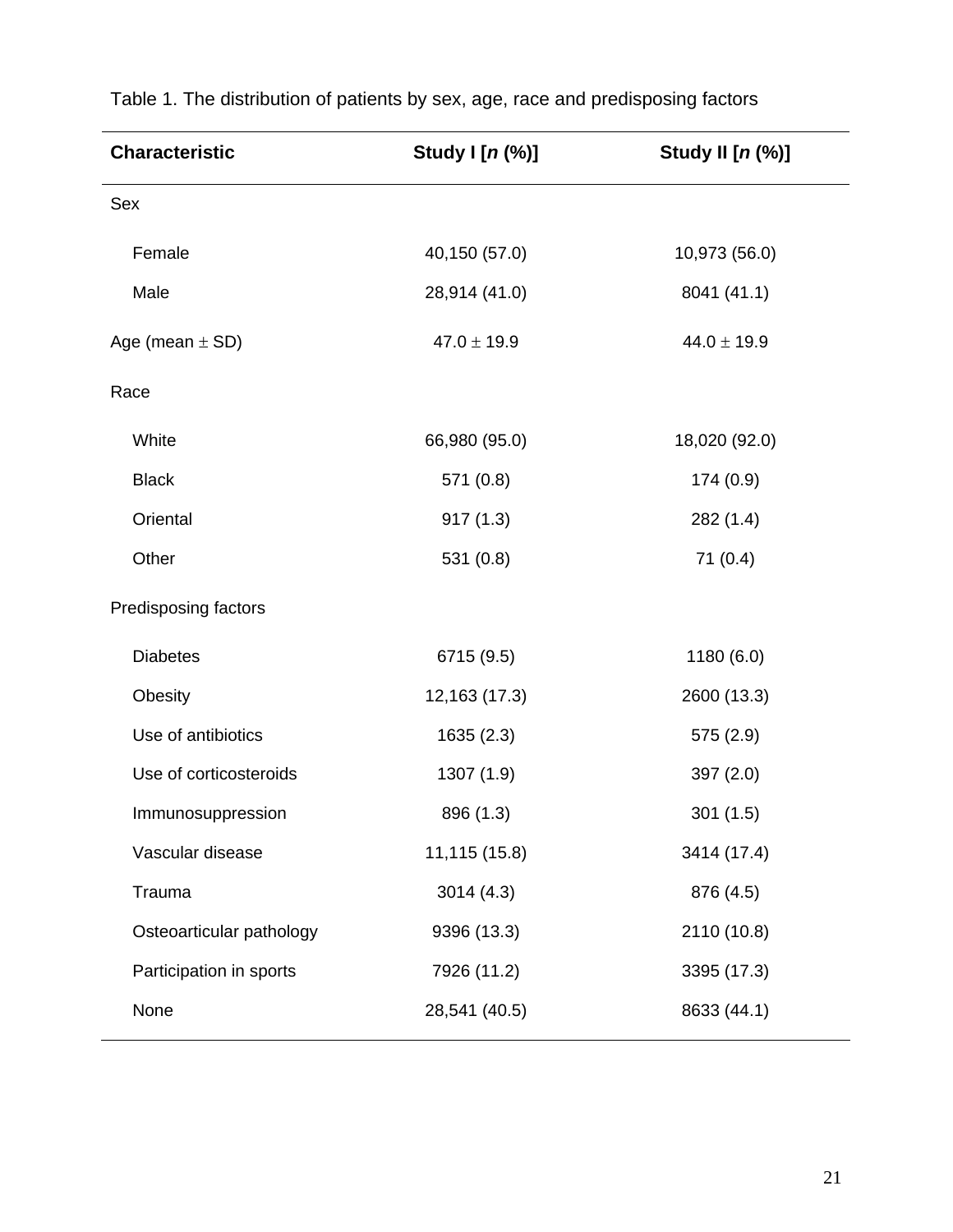Table 1. The distribution of patients by sex, age, race and predisposing factors

| Characteristic | Study I [*n* (%)] | Study II [*n* (%)] |
|---|---|---|
| Sex | | |
| Female | 40,150 (57.0) | 10,973 (56.0) |
| Male | 28,914 (41.0) | 8041 (41.1) |
| Age (mean $\pm$ SD) | 47.0 $\pm$ 19.9 | 44.0 $\pm$ 19.9 |
| Race | | |
| White | 66,980 (95.0) | 18,020 (92.0) |
| Black | 571 (0.8) | 174 (0.9) |
| Oriental | 917 (1.3) | 282 (1.4) |
| Other | 531 (0.8) | 71 (0.4) |
| Predisposing factors | | |
| Diabetes | 6715 (9.5) | 1180 (6.0) |
| Obesity | 12,163 (17.3) | 2600 (13.3) |
| Use of antibiotics | 1635 (2.3) | 575 (2.9) |
| Use of corticosteroids | 1307 (1.9) | 397 (2.0) |
| Immunosuppression | 896 (1.3) | 301 (1.5) |
| Vascular disease | 11,115 (15.8) | 3414 (17.4) |
| Trauma | 3014 (4.3) | 876 (4.5) |
| Osteoarticular pathology | 9396 (13.3) | 2110 (10.8) |
| Participation in sports | 7926 (11.2) | 3395 (17.3) |
| None | 28,541 (40.5) | 8633 (44.1) |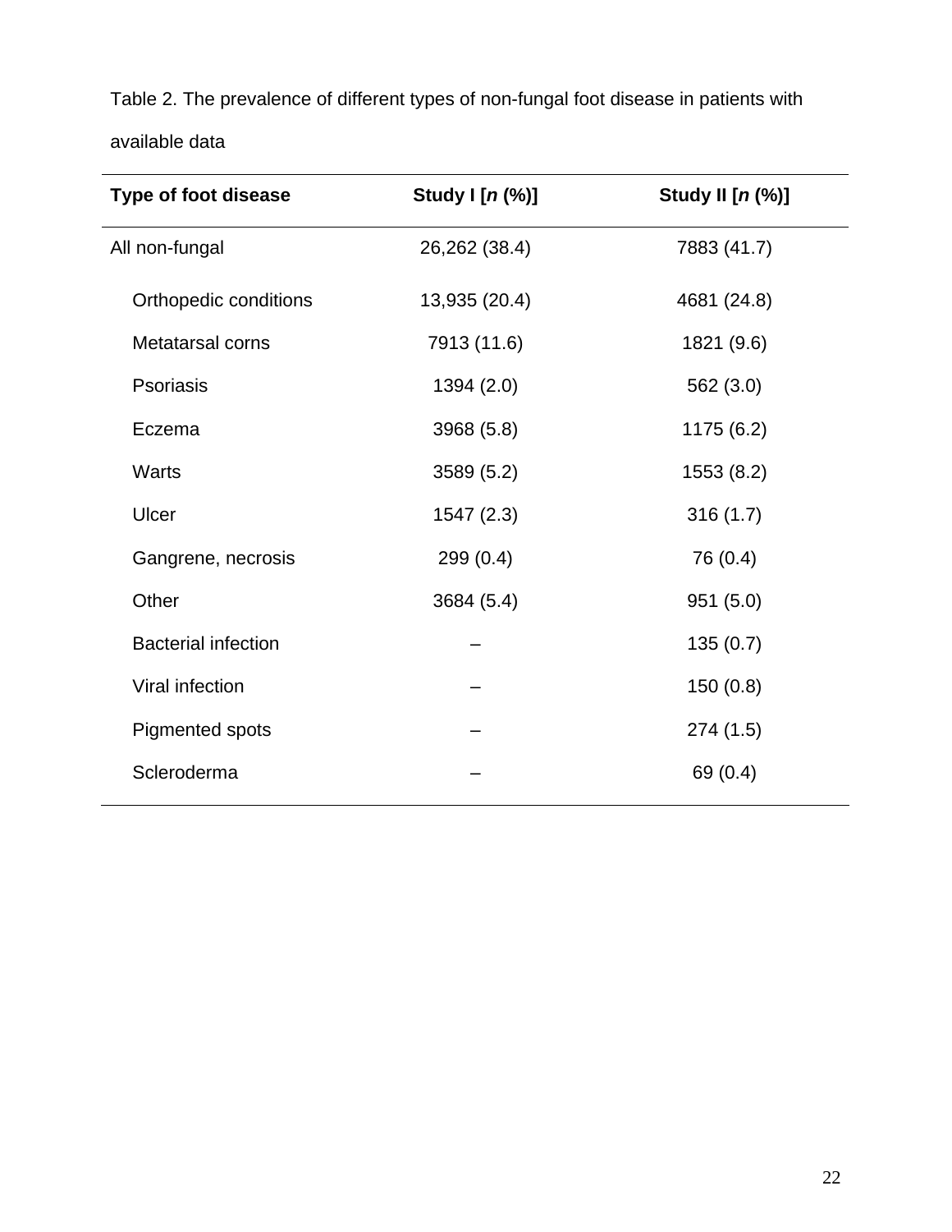Table 2. The prevalence of different types of non-fungal foot disease in patients with available data

| **Type of foot disease** | **Study I [*n* (%)]** | **Study II [*n* (%)]** |
|---|---|---|
| All non-fungal | 26,262 (38.4) | 7883 (41.7) |
| Orthopedic conditions | 13,935 (20.4) | 4681 (24.8) |
| Metatarsal corns | 7913 (11.6) | 1821 (9.6) |
| Psoriasis | 1394 (2.0) | 562 (3.0) |
| Eczema | 3968 (5.8) | 1175 (6.2) |
| Warts | 3589 (5.2) | 1553 (8.2) |
| Ulcer | 1547 (2.3) | 316 (1.7) |
| Gangrene, necrosis | 299 (0.4) | 76 (0.4) |
| Other | 3684 (5.4) | 951 (5.0) |
| Bacterial infection | – | 135 (0.7) |
| Viral infection | – | 150 (0.8) |
| Pigmented spots | – | 274 (1.5) |
| Scleroderma | – | 69 (0.4) |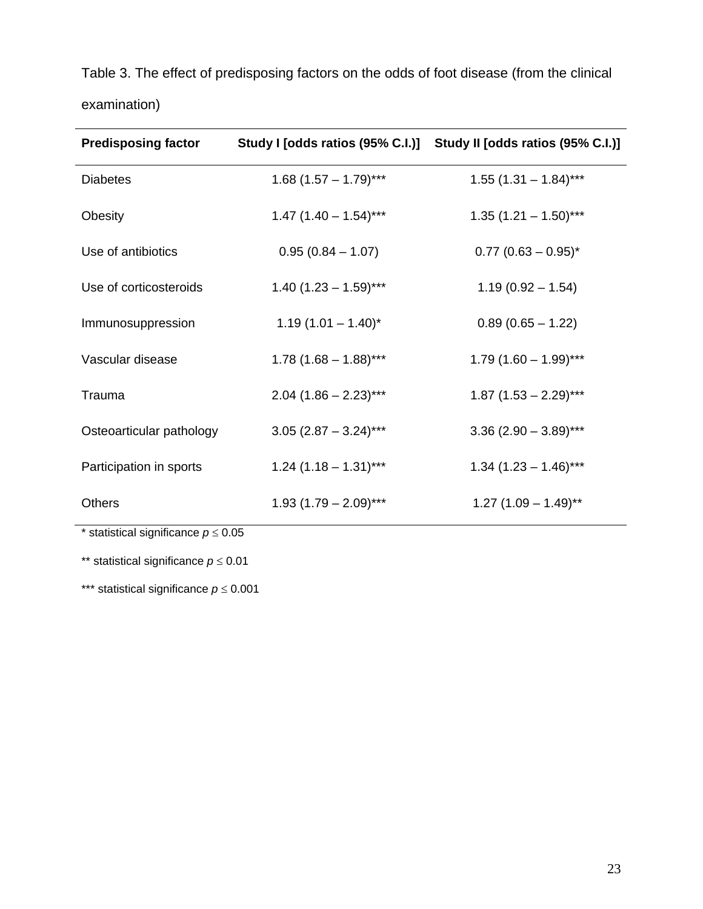Table 3. The effect of predisposing factors on the odds of foot disease (from the clinical examination)

| **Predisposing factor** | **Study I [odds ratios (95% C.I.)]** | **Study II [odds ratios (95% C.I.)]** |
|---|---|---|
| Diabetes | 1.68 (1.57 – 1.79)*** | 1.55 (1.31 – 1.84)*** |
| Obesity | 1.47 (1.40 – 1.54)*** | 1.35 (1.21 – 1.50)*** |
| Use of antibiotics | 0.95 (0.84 – 1.07) | 0.77 (0.63 – 0.95)* |
| Use of corticosteroids | 1.40 (1.23 – 1.59)*** | 1.19 (0.92 – 1.54) |
| Immunosuppression | 1.19 (1.01 – 1.40)* | 0.89 (0.65 – 1.22) |
| Vascular disease | 1.78 (1.68 – 1.88)*** | 1.79 (1.60 – 1.99)*** |
| Trauma | 2.04 (1.86 – 2.23)*** | 1.87 (1.53 – 2.29)*** |
| Osteoarticular pathology | 3.05 (2.87 – 3.24)*** | 3.36 (2.90 – 3.89)*** |
| Participation in sports | 1.24 (1.18 – 1.31)*** | 1.34 (1.23 – 1.46)*** |
| Others | 1.93 (1.79 – 2.09)*** | 1.27 (1.09 – 1.49)** |

* statistical significance $p \leq 0.05$

** statistical significance $p \leq 0.01$

*** statistical significance $p \leq 0.001$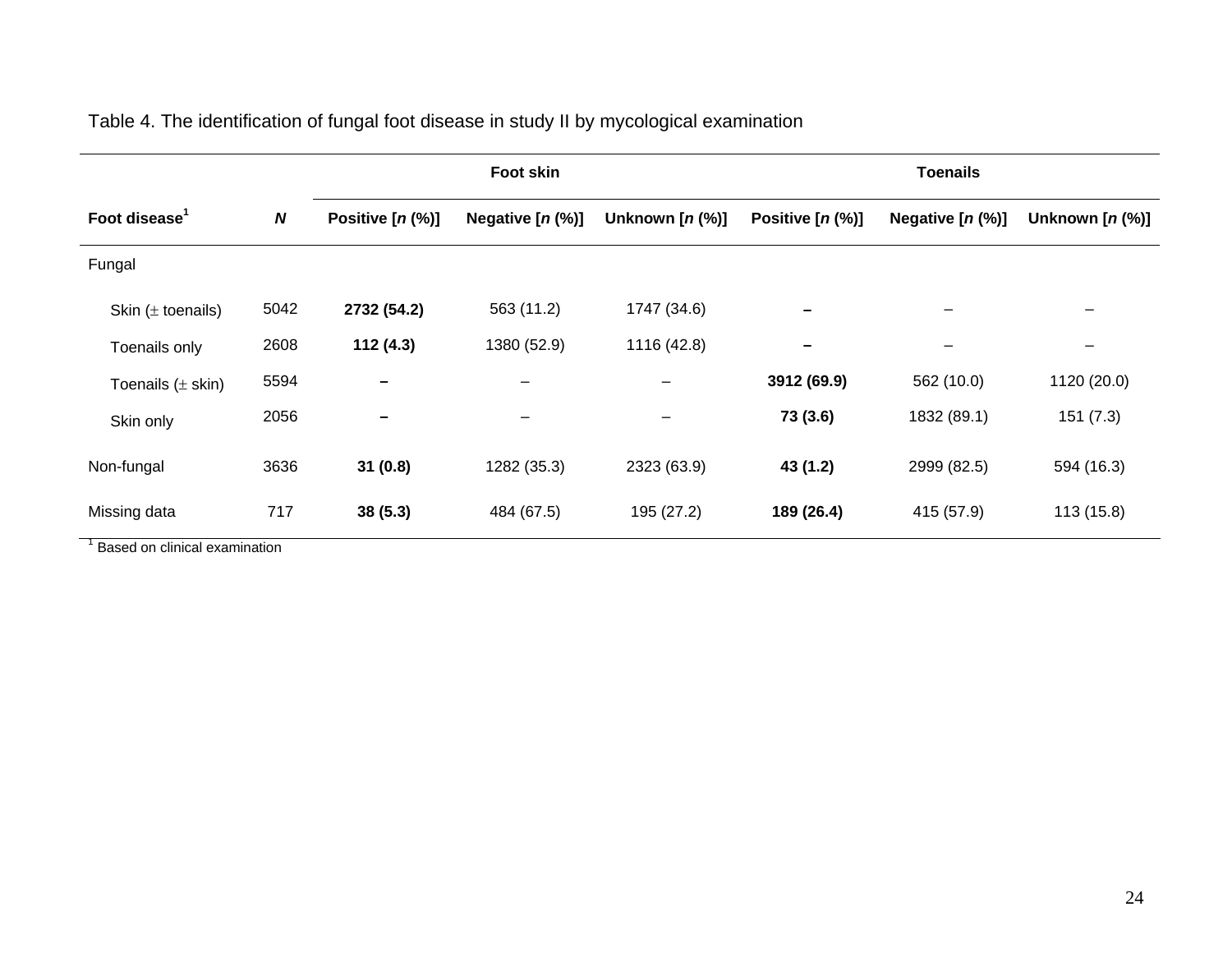Table 4. The identification of fungal foot disease in study II by mycological examination

| Foot disease[1] | *N* | Foot skin | | | Toenails | | |
|---|---|---|---|---|---|---|---|
| | | Positive [*n* (%)] | Negative [*n* (%)] | Unknown [*n* (%)] | Positive [*n* (%)] | Negative [*n* (%)] | Unknown [*n* (%)] |
| Fungal | | | | | | | |
| Skin (± toenails) | 5042 | **2732 (54.2)** | 563 (11.2) | 1747 (34.6) | **–** | – | – |
| Toenails only | 2608 | **112 (4.3)** | 1380 (52.9) | 1116 (42.8) | **–** | – | – |
| Toenails (± skin) | 5594 | **–** | – | – | **3912 (69.9)** | 562 (10.0) | 1120 (20.0) |
| Skin only | 2056 | **–** | – | – | **73 (3.6)** | 1832 (89.1) | 151 (7.3) |
| Non-fungal | 3636 | **31 (0.8)** | 1282 (35.3) | 2323 (63.9) | **43 (1.2)** | 2999 (82.5) | 594 (16.3) |
| Missing data | 717 | **38 (5.3)** | 484 (67.5) | 195 (27.2) | **189 (26.4)** | 415 (57.9) | 113 (15.8) |

[1] Based on clinical examination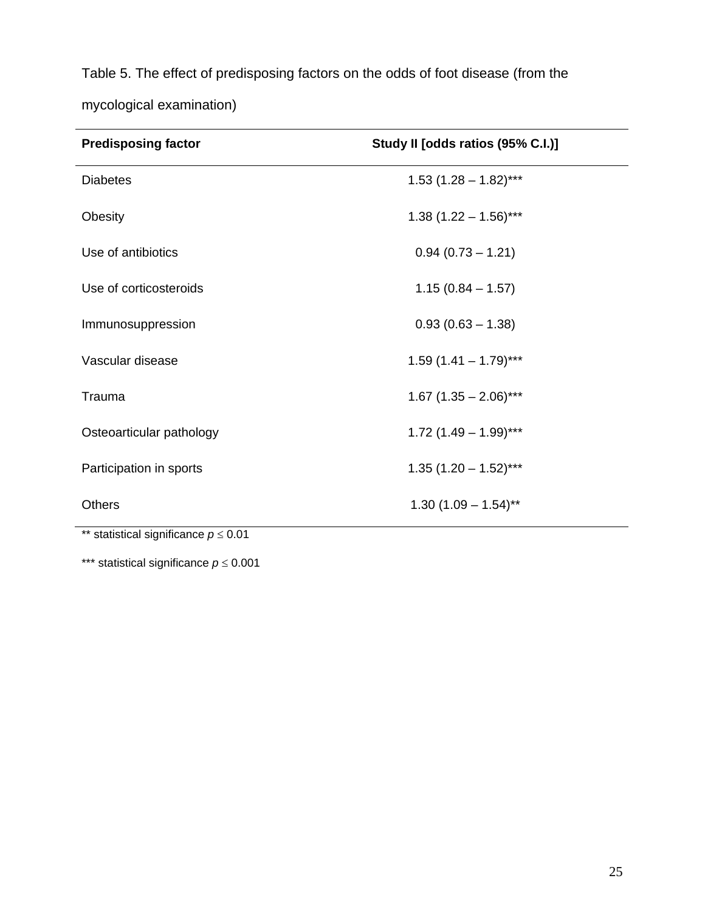Table 5. The effect of predisposing factors on the odds of foot disease (from the mycological examination)

| **Predisposing factor** | **Study II [odds ratios (95% C.I.)]** |
|---|---|
| Diabetes | 1.53 (1.28 – 1.82)*** |
| Obesity | 1.38 (1.22 – 1.56)*** |
| Use of antibiotics | 0.94 (0.73 – 1.21) |
| Use of corticosteroids | 1.15 (0.84 – 1.57) |
| Immunosuppression | 0.93 (0.63 – 1.38) |
| Vascular disease | 1.59 (1.41 – 1.79)*** |
| Trauma | 1.67 (1.35 – 2.06)*** |
| Osteoarticular pathology | 1.72 (1.49 – 1.99)*** |
| Participation in sports | 1.35 (1.20 – 1.52)*** |
| Others | 1.30 (1.09 – 1.54)** |

** statistical significance $p \leq 0.01$

*** statistical significance $p \leq 0.001$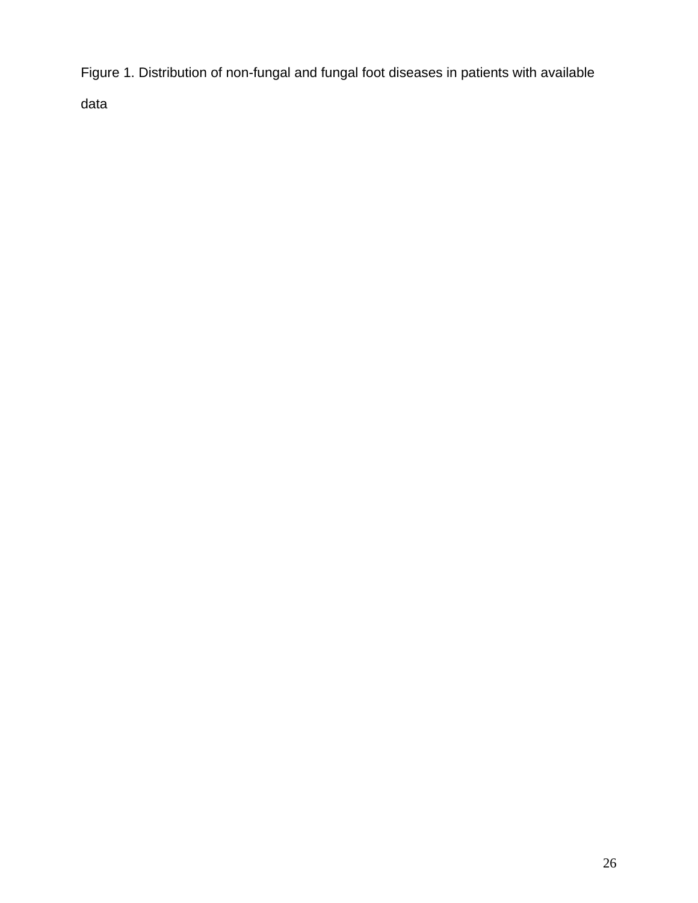Figure 1. Distribution of non-fungal and fungal foot diseases in patients with available data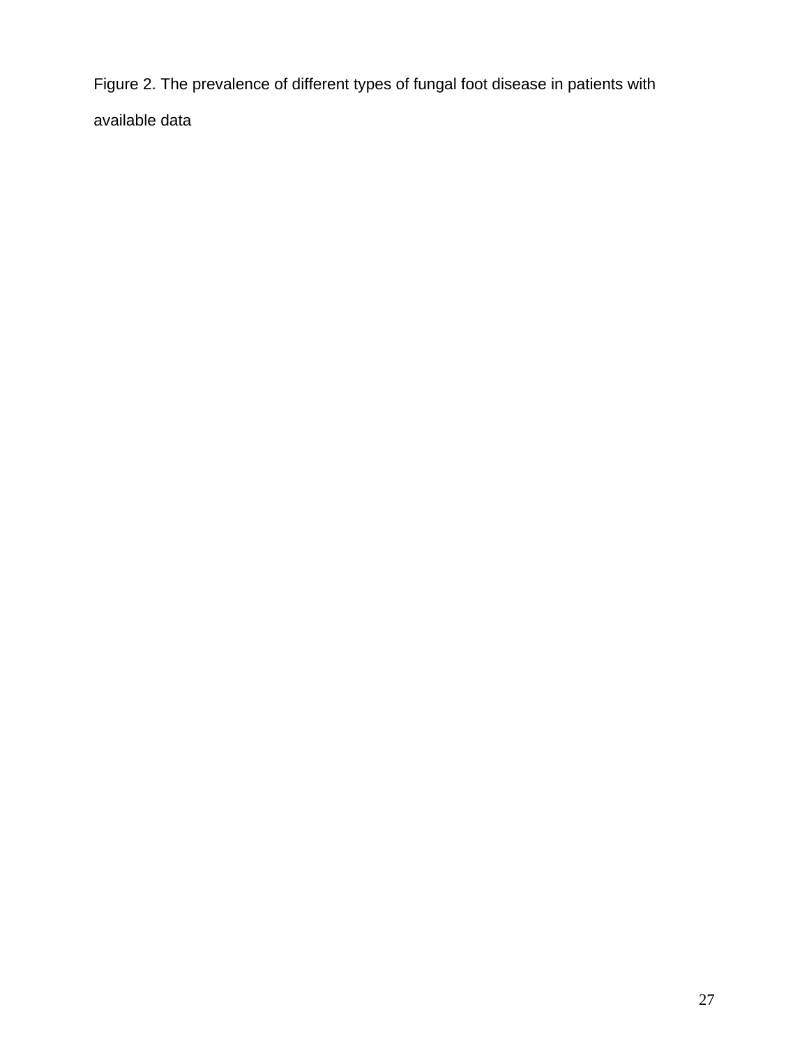Figure 2. The prevalence of different types of fungal foot disease in patients with available data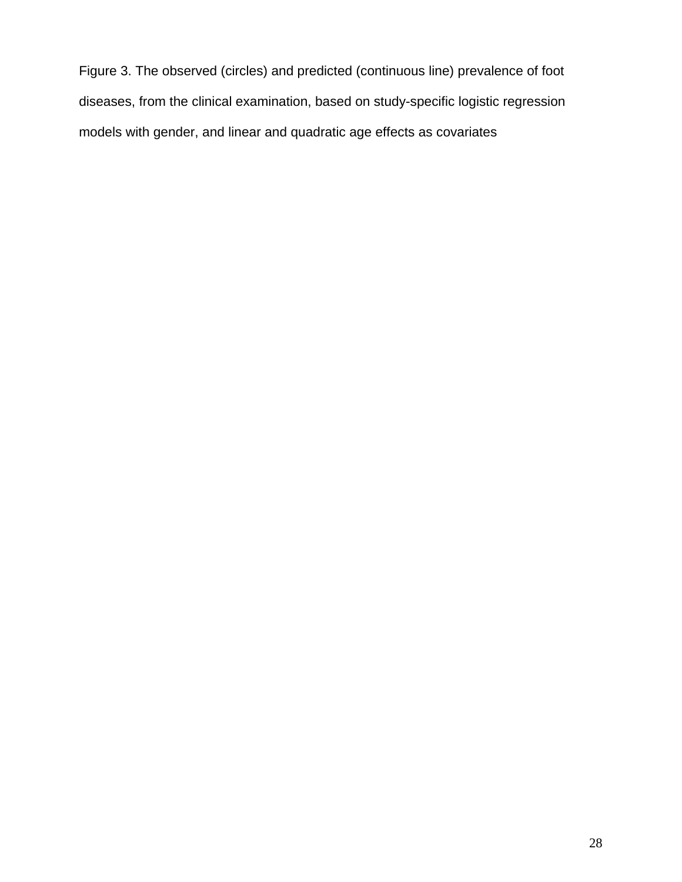Figure 3. The observed (circles) and predicted (continuous line) prevalence of foot diseases, from the clinical examination, based on study-specific logistic regression models with gender, and linear and quadratic age effects as covariates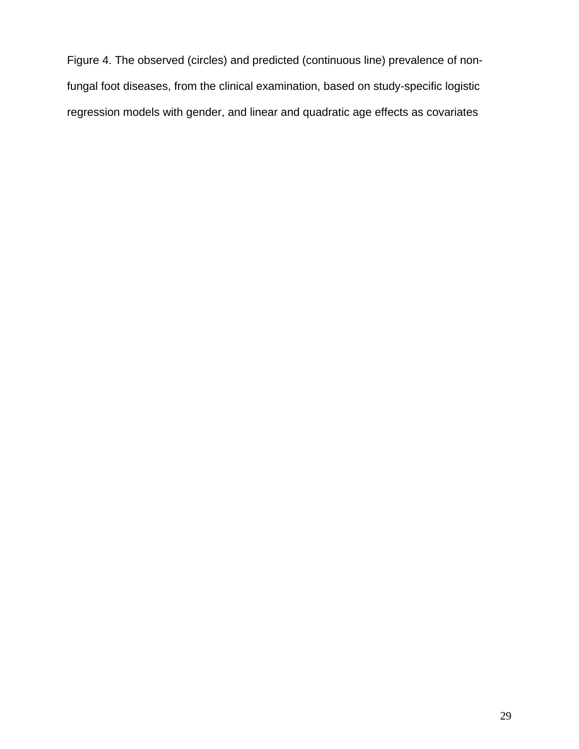Figure 4. The observed (circles) and predicted (continuous line) prevalence of non-fungal foot diseases, from the clinical examination, based on study-specific logistic regression models with gender, and linear and quadratic age effects as covariates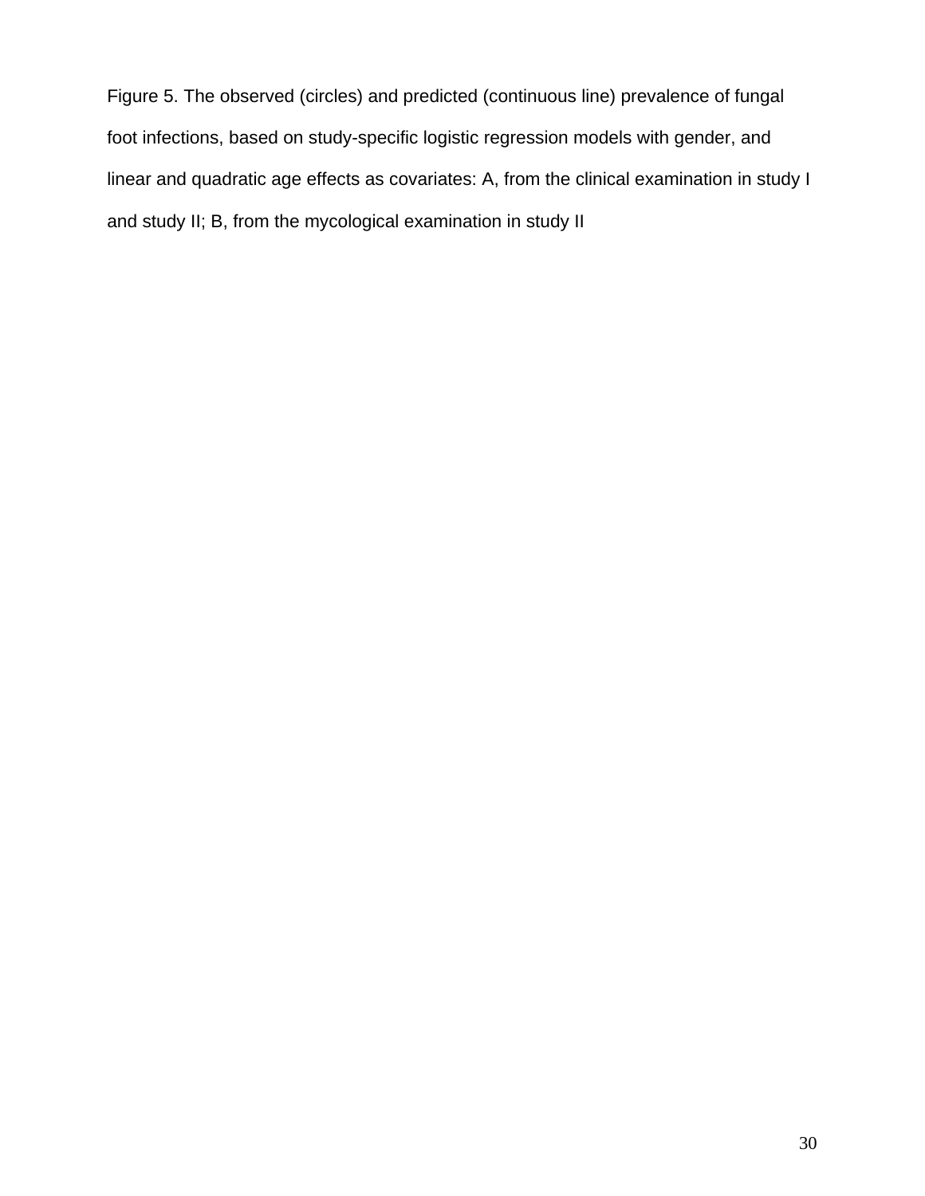Figure 5. The observed (circles) and predicted (continuous line) prevalence of fungal foot infections, based on study-specific logistic regression models with gender, and linear and quadratic age effects as covariates: A, from the clinical examination in study I and study II; B, from the mycological examination in study II